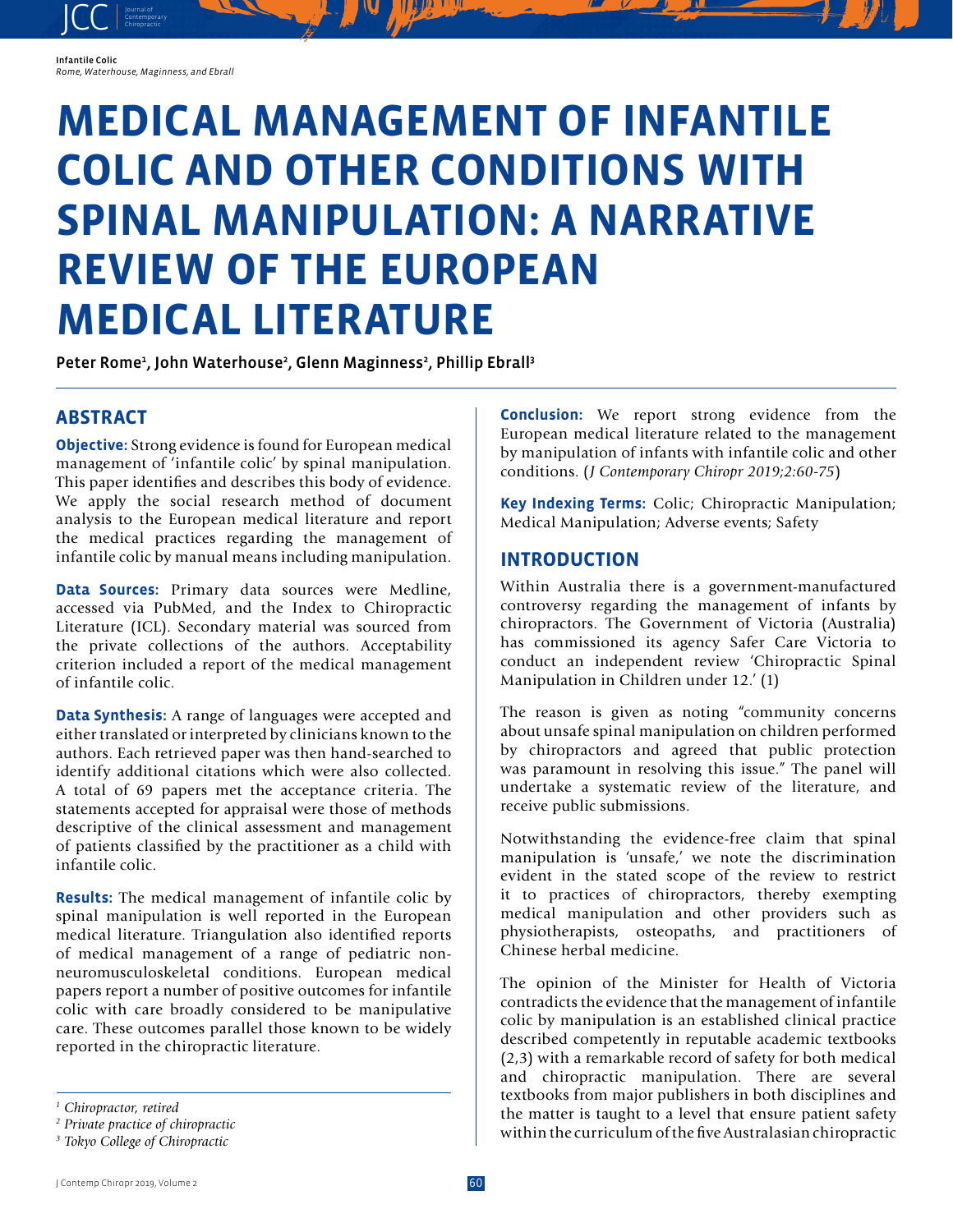# MEDICAL MANAGEMENT OF INFANTILE COLIC AND OTHER CONDITIONS WITH SPINAL MANIPULATION: A NARRATIVE REVIEW OF THE EUROPEAN MEDICAL LITERATURE

**Peter Rome[1], John Waterhouse[2], Glenn Maginness[2], Phillip Ebrall[3]**

## ABSTRACT

**Objective:** Strong evidence is found for European medical management of 'infantile colic' by spinal manipulation. This paper identifies and describes this body of evidence. We apply the social research method of document analysis to the European medical literature and report the medical practices regarding the management of infantile colic by manual means including manipulation.

**Data Sources:** Primary data sources were Medline, accessed via PubMed, and the Index to Chiropractic Literature (ICL). Secondary material was sourced from the private collections of the authors. Acceptability criterion included a report of the medical management of infantile colic.

**Data Synthesis:** A range of languages were accepted and either translated or interpreted by clinicians known to the authors. Each retrieved paper was then hand-searched to identify additional citations which were also collected. A total of 69 papers met the acceptance criteria. The statements accepted for appraisal were those of methods descriptive of the clinical assessment and management of patients classified by the practitioner as a child with infantile colic.

**Results:** The medical management of infantile colic by spinal manipulation is well reported in the European medical literature. Triangulation also identified reports of medical management of a range of pediatric non-neuromusculoskeletal conditions. European medical papers report a number of positive outcomes for infantile colic with care broadly considered to be manipulative care. These outcomes parallel those known to be widely reported in the chiropractic literature.

**Conclusion:** We report strong evidence from the European medical literature related to the management by manipulation of infants with infantile colic and other conditions. (*J Contemporary Chiropr 2019;2:60-75*)

**Key Indexing Terms:** Colic; Chiropractic Manipulation; Medical Manipulation; Adverse events; Safety

[1] *Chiropractor, retired*
[2] *Private practice of chiropractic*
[3] *Tokyo College of Chiropractic*

## INTRODUCTION

Within Australia there is a government-manufactured controversy regarding the management of infants by chiropractors. The Government of Victoria (Australia) has commissioned its agency Safer Care Victoria to conduct an independent review 'Chiropractic Spinal Manipulation in Children under 12.' (1)

The reason is given as noting "community concerns about unsafe spinal manipulation on children performed by chiropractors and agreed that public protection was paramount in resolving this issue." The panel will undertake a systematic review of the literature, and receive public submissions.

Notwithstanding the evidence-free claim that spinal manipulation is 'unsafe,' we note the discrimination evident in the stated scope of the review to restrict it to practices of chiropractors, thereby exempting medical manipulation and other providers such as physiotherapists, osteopaths, and practitioners of Chinese herbal medicine.

The opinion of the Minister for Health of Victoria contradicts the evidence that the management of infantile colic by manipulation is an established clinical practice described competently in reputable academic textbooks (2,3) with a remarkable record of safety for both medical and chiropractic manipulation. There are several textbooks from major publishers in both disciplines and the matter is taught to a level that ensure patient safety within the curriculum of the five Australasian chiropractic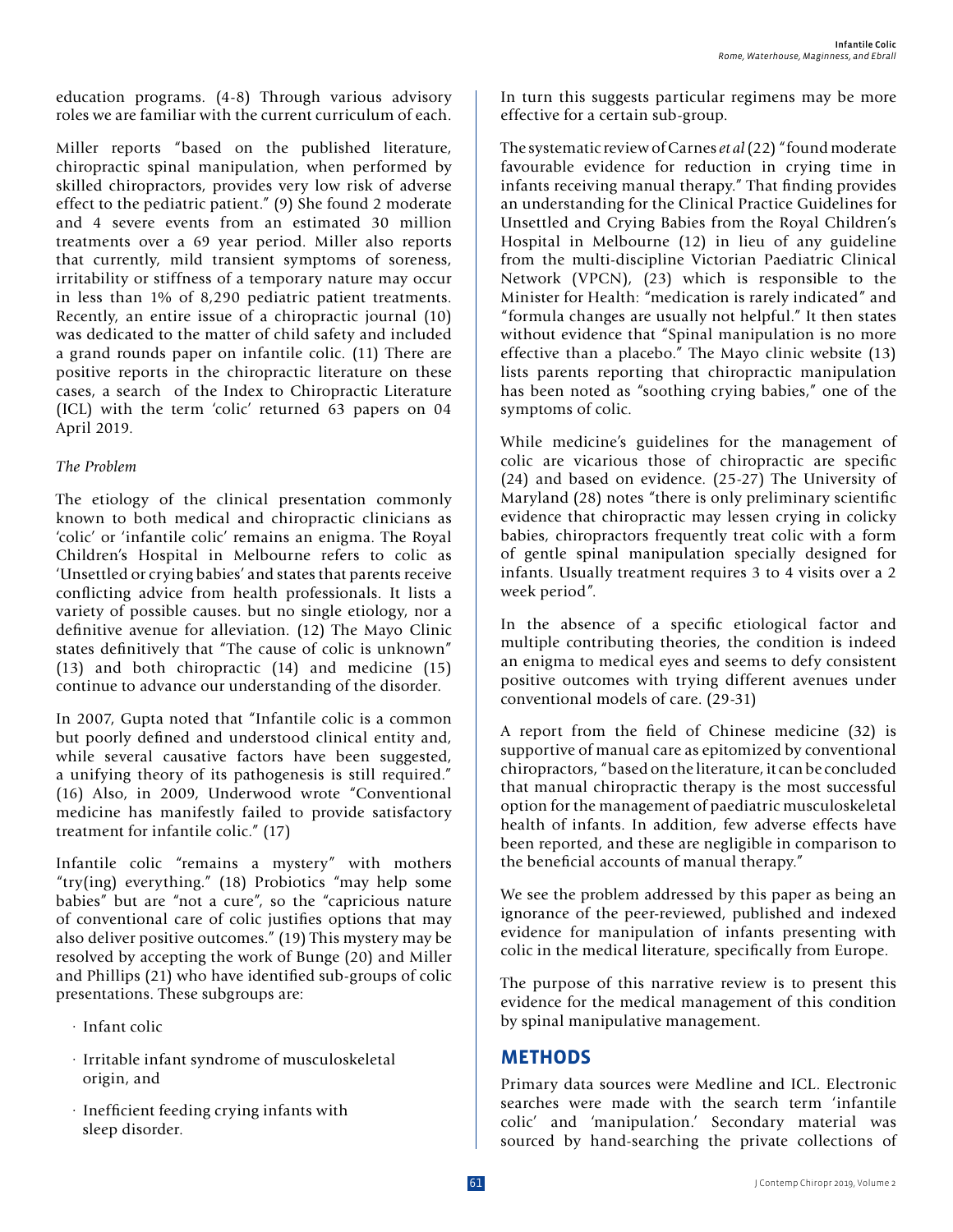education programs. (4-8) Through various advisory roles we are familiar with the current curriculum of each.

Miller reports "based on the published literature, chiropractic spinal manipulation, when performed by skilled chiropractors, provides very low risk of adverse effect to the pediatric patient." (9) She found 2 moderate and 4 severe events from an estimated 30 million treatments over a 69 year period. Miller also reports that currently, mild transient symptoms of soreness, irritability or stiffness of a temporary nature may occur in less than 1% of 8,290 pediatric patient treatments. Recently, an entire issue of a chiropractic journal (10) was dedicated to the matter of child safety and included a grand rounds paper on infantile colic. (11) There are positive reports in the chiropractic literature on these cases, a search of the Index to Chiropractic Literature (ICL) with the term 'colic' returned 63 papers on 04 April 2019.

*The Problem*

The etiology of the clinical presentation commonly known to both medical and chiropractic clinicians as 'colic' or 'infantile colic' remains an enigma. The Royal Children's Hospital in Melbourne refers to colic as 'Unsettled or crying babies' and states that parents receive conflicting advice from health professionals. It lists a variety of possible causes. but no single etiology, nor a definitive avenue for alleviation. (12) The Mayo Clinic states definitively that "The cause of colic is unknown" (13) and both chiropractic (14) and medicine (15) continue to advance our understanding of the disorder.

In 2007, Gupta noted that "Infantile colic is a common but poorly defined and understood clinical entity and, while several causative factors have been suggested, a unifying theory of its pathogenesis is still required." (16) Also, in 2009, Underwood wrote "Conventional medicine has manifestly failed to provide satisfactory treatment for infantile colic." (17)

Infantile colic "remains a mystery" with mothers "try(ing) everything." (18) Probiotics "may help some babies" but are "not a cure", so the "capricious nature of conventional care of colic justifies options that may also deliver positive outcomes." (19) This mystery may be resolved by accepting the work of Bunge (20) and Miller and Phillips (21) who have identified sub-groups of colic presentations. These subgroups are:

- Infant colic
- Irritable infant syndrome of musculoskeletal origin, and
- Inefficient feeding crying infants with sleep disorder.

In turn this suggests particular regimens may be more effective for a certain sub-group.

The systematic review of Carnes *et al* (22) "found moderate favourable evidence for reduction in crying time in infants receiving manual therapy." That finding provides an understanding for the Clinical Practice Guidelines for Unsettled and Crying Babies from the Royal Children's Hospital in Melbourne (12) in lieu of any guideline from the multi-discipline Victorian Paediatric Clinical Network (VPCN), (23) which is responsible to the Minister for Health: "medication is rarely indicated" and "formula changes are usually not helpful." It then states without evidence that "Spinal manipulation is no more effective than a placebo." The Mayo clinic website (13) lists parents reporting that chiropractic manipulation has been noted as "soothing crying babies," one of the symptoms of colic.

While medicine's guidelines for the management of colic are vicarious those of chiropractic are specific (24) and based on evidence. (25-27) The University of Maryland (28) notes "there is only preliminary scientific evidence that chiropractic may lessen crying in colicky babies, chiropractors frequently treat colic with a form of gentle spinal manipulation specially designed for infants. Usually treatment requires 3 to 4 visits over a 2 week period".

In the absence of a specific etiological factor and multiple contributing theories, the condition is indeed an enigma to medical eyes and seems to defy consistent positive outcomes with trying different avenues under conventional models of care. (29-31)

A report from the field of Chinese medicine (32) is supportive of manual care as epitomized by conventional chiropractors, "based on the literature, it can be concluded that manual chiropractic therapy is the most successful option for the management of paediatric musculoskeletal health of infants. In addition, few adverse effects have been reported, and these are negligible in comparison to the beneficial accounts of manual therapy."

We see the problem addressed by this paper as being an ignorance of the peer-reviewed, published and indexed evidence for manipulation of infants presenting with colic in the medical literature, specifically from Europe.

The purpose of this narrative review is to present this evidence for the medical management of this condition by spinal manipulative management.

## METHODS

Primary data sources were Medline and ICL. Electronic searches were made with the search term 'infantile colic' and 'manipulation.' Secondary material was sourced by hand-searching the private collections of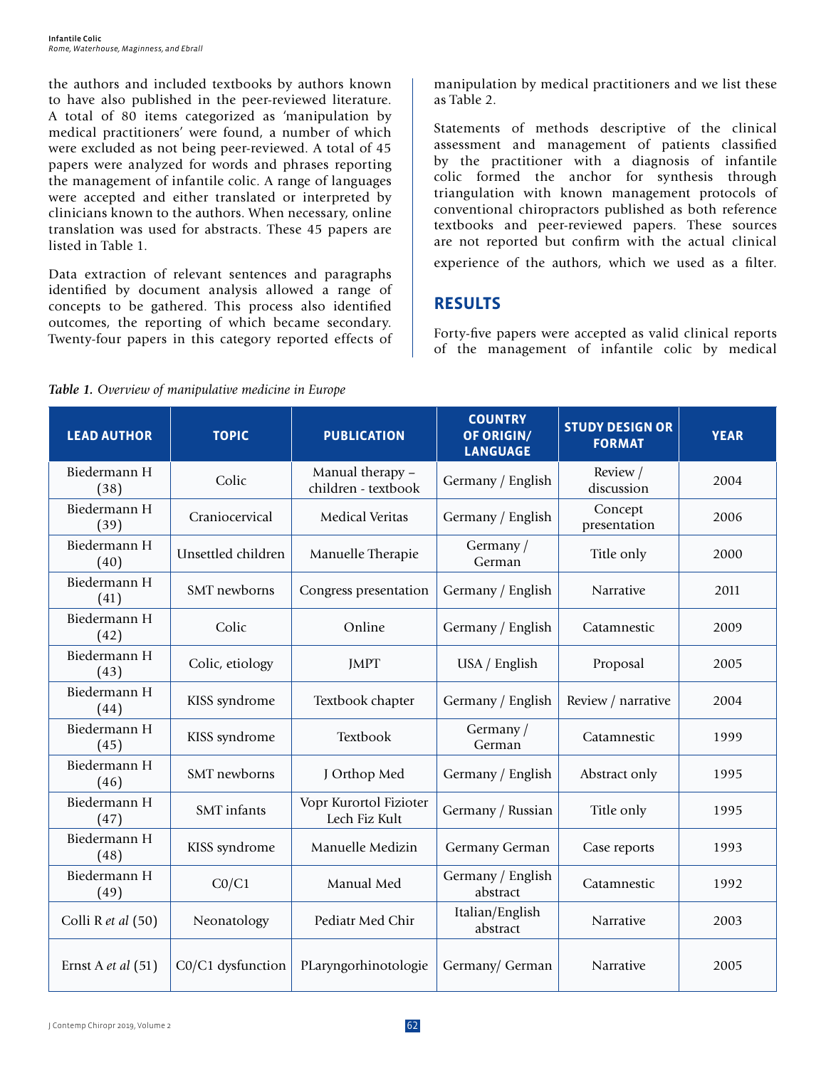the authors and included textbooks by authors known to have also published in the peer-reviewed literature. A total of 80 items categorized as 'manipulation by medical practitioners' were found, a number of which were excluded as not being peer-reviewed. A total of 45 papers were analyzed for words and phrases reporting the management of infantile colic. A range of languages were accepted and either translated or interpreted by clinicians known to the authors. When necessary, online translation was used for abstracts. These 45 papers are listed in Table 1.

Data extraction of relevant sentences and paragraphs identified by document analysis allowed a range of concepts to be gathered. This process also identified outcomes, the reporting of which became secondary. Twenty-four papers in this category reported effects of manipulation by medical practitioners and we list these as Table 2.

Statements of methods descriptive of the clinical assessment and management of patients classified by the practitioner with a diagnosis of infantile colic formed the anchor for synthesis through triangulation with known management protocols of conventional chiropractors published as both reference textbooks and peer-reviewed papers. These sources are not reported but confirm with the actual clinical experience of the authors, which we used as a filter.

## RESULTS

Forty-five papers were accepted as valid clinical reports of the management of infantile colic by medical

*Table 1. Overview of manipulative medicine in Europe*

| LEAD AUTHOR | TOPIC | PUBLICATION | COUNTRY OF ORIGIN/ LANGUAGE | STUDY DESIGN OR FORMAT | YEAR |
|---|---|---|---|---|---|
| Biedermann H (38) | Colic | Manual therapy – children - textbook | Germany / English | Review / discussion | 2004 |
| Biedermann H (39) | Craniocervical | Medical Veritas | Germany / English | Concept presentation | 2006 |
| Biedermann H (40) | Unsettled children | Manuelle Therapie | Germany / German | Title only | 2000 |
| Biedermann H (41) | SMT newborns | Congress presentation | Germany / English | Narrative | 2011 |
| Biedermann H (42) | Colic | Online | Germany / English | Catamnestic | 2009 |
| Biedermann H (43) | Colic, etiology | JMPT | USA / English | Proposal | 2005 |
| Biedermann H (44) | KISS syndrome | Textbook chapter | Germany / English | Review / narrative | 2004 |
| Biedermann H (45) | KISS syndrome | Textbook | Germany / German | Catamnestic | 1999 |
| Biedermann H (46) | SMT newborns | J Orthop Med | Germany / English | Abstract only | 1995 |
| Biedermann H (47) | SMT infants | Vopr Kurortol Fizioter Lech Fiz Kult | Germany / Russian | Title only | 1995 |
| Biedermann H (48) | KISS syndrome | Manuelle Medizin | Germany German | Case reports | 1993 |
| Biedermann H (49) | C0/C1 | Manual Med | Germany / English abstract | Catamnestic | 1992 |
| Colli R *et al* (50) | Neonatology | Pediatr Med Chir | Italian/English abstract | Narrative | 2003 |
| Ernst A *et al* (51) | C0/C1 dysfunction | PLaryngorhinotologie | Germany/ German | Narrative | 2005 |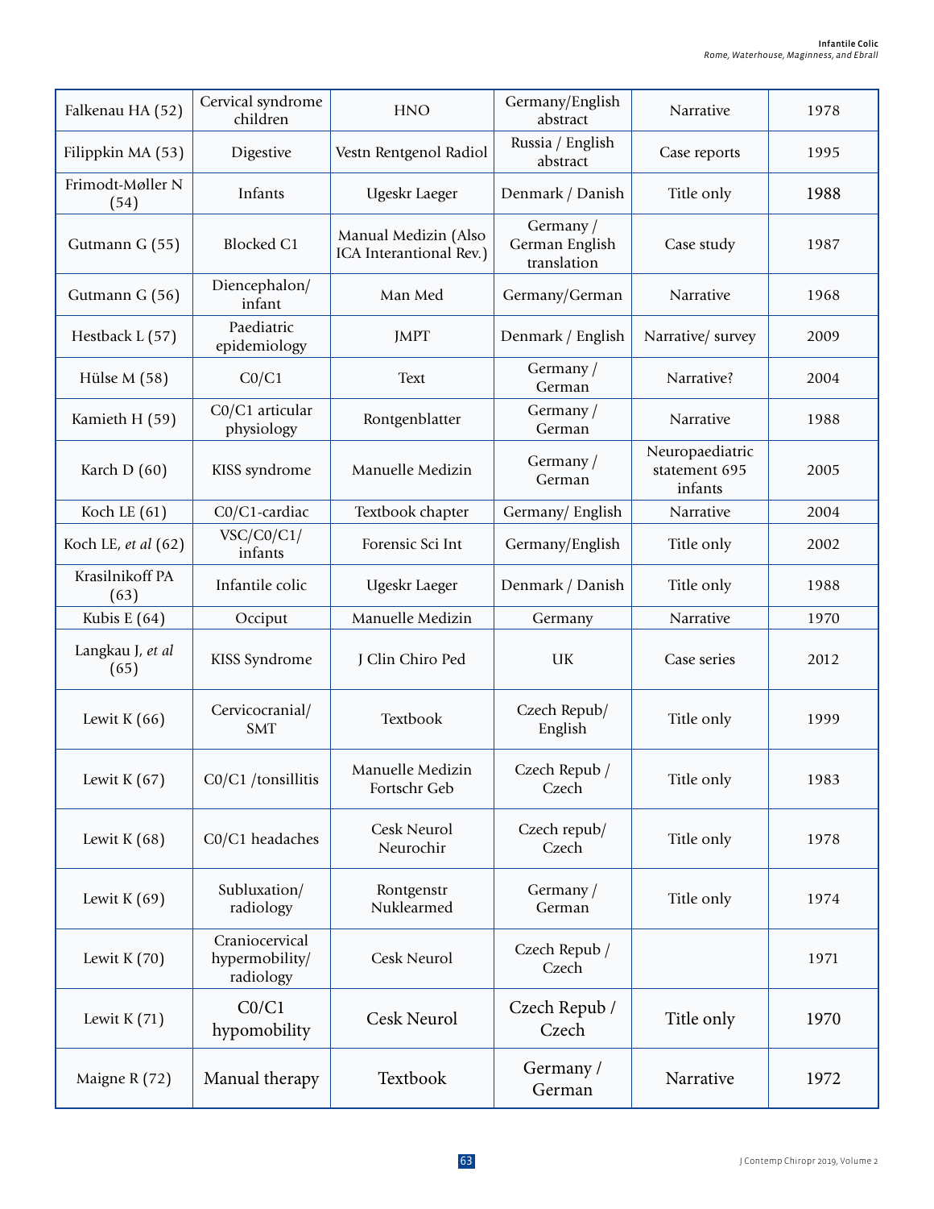| Falkenau HA (52) | Cervical syndrome children | HNO | Germany/English abstract | Narrative | 1978 |
|---|---|---|---|---|---|
| Filippkin MA (53) | Digestive | Vestn Rentgenol Radiol | Russia / English abstract | Case reports | 1995 |
| Frimodt-Møller N (54) | Infants | Ugeskr Laeger | Denmark / Danish | Title only | 1988 |
| Gutmann G (55) | Blocked C1 | Manual Medizin (Also ICA Interantional Rev.) | Germany / German English translation | Case study | 1987 |
| Gutmann G (56) | Diencephalon/ infant | Man Med | Germany/German | Narrative | 1968 |
| Hestback L (57) | Paediatric epidemiology | JMPT | Denmark / English | Narrative/ survey | 2009 |
| Hülse M (58) | C0/C1 | Text | Germany / German | Narrative? | 2004 |
| Kamieth H (59) | C0/C1 articular physiology | Rontgenblatter | Germany / German | Narrative | 1988 |
| Karch D (60) | KISS syndrome | Manuelle Medizin | Germany / German | Neuropaediatric statement 695 infants | 2005 |
| Koch LE (61) | C0/C1-cardiac | Textbook chapter | Germany/ English | Narrative | 2004 |
| Koch LE, *et al* (62) | VSC/C0/C1/ infants | Forensic Sci Int | Germany/English | Title only | 2002 |
| Krasilnikoff PA (63) | Infantile colic | Ugeskr Laeger | Denmark / Danish | Title only | 1988 |
| Kubis E (64) | Occiput | Manuelle Medizin | Germany | Narrative | 1970 |
| Langkau J, *et al* (65) | KISS Syndrome | J Clin Chiro Ped | UK | Case series | 2012 |
| Lewit K (66) | Cervicocranial/ SMT | Textbook | Czech Repub/ English | Title only | 1999 |
| Lewit K (67) | C0/C1 /tonsillitis | Manuelle Medizin Fortschr Geb | Czech Repub / Czech | Title only | 1983 |
| Lewit K (68) | C0/C1 headaches | Cesk Neurol Neurochir | Czech repub/ Czech | Title only | 1978 |
| Lewit K (69) | Subluxation/ radiology | Rontgenstr Nuklearmed | Germany / German | Title only | 1974 |
| Lewit K (70) | Craniocervical hypermobility/ radiology | Cesk Neurol | Czech Repub / Czech | | 1971 |
| Lewit K (71) | C0/C1 hypomobility | Cesk Neurol | Czech Repub / Czech | Title only | 1970 |
| Maigne R (72) | Manual therapy | Textbook | Germany / German | Narrative | 1972 |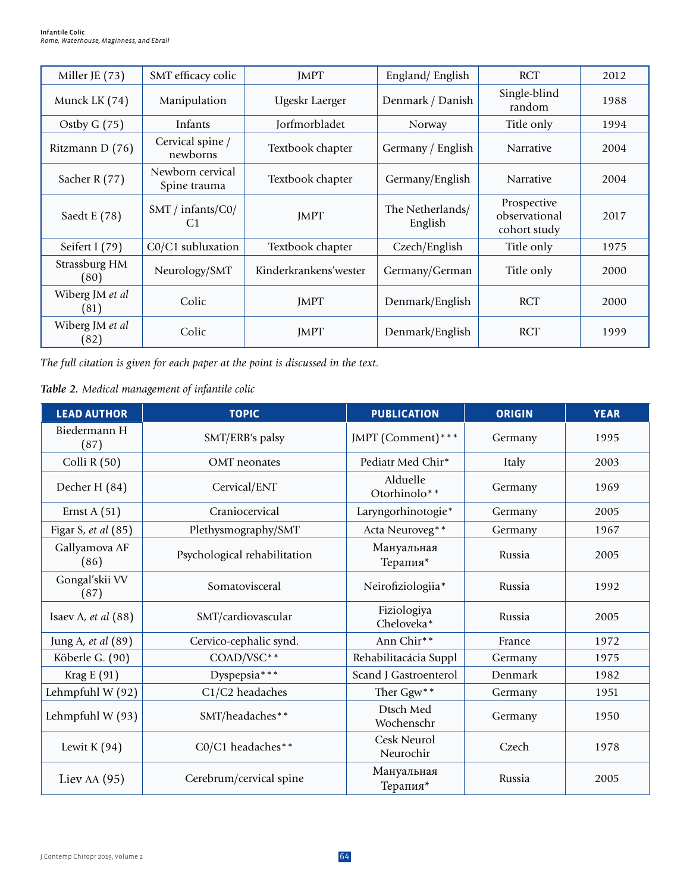| | | | | | |
|---|---|---|---|---|---|
| Miller JE (73) | SMT efficacy colic | JMPT | England/ English | RCT | 2012 |
| Munck LK (74) | Manipulation | Ugeskr Laerger | Denmark / Danish | Single-blind random | 1988 |
| Ostby G (75) | Infants | Jorfmorbladet | Norway | Title only | 1994 |
| Ritzmann D (76) | Cervical spine / newborns | Textbook chapter | Germany / English | Narrative | 2004 |
| Sacher R (77) | Newborn cervical Spine trauma | Textbook chapter | Germany/English | Narrative | 2004 |
| Saedt E (78) | SMT / infants/C0/ C1 | JMPT | The Netherlands/ English | Prospective observational cohort study | 2017 |
| Seifert I (79) | C0/C1 subluxation | Textbook chapter | Czech/English | Title only | 1975 |
| Strassburg HM (80) | Neurology/SMT | Kinderkrankens'wester | Germany/German | Title only | 2000 |
| Wiberg JM *et al* (81) | Colic | JMPT | Denmark/English | RCT | 2000 |
| Wiberg JM *et al* (82) | Colic | JMPT | Denmark/English | RCT | 1999 |

*The full citation is given for each paper at the point is discussed in the text.*

***Table 2.*** *Medical management of infantile colic*

| LEAD AUTHOR | TOPIC | PUBLICATION | ORIGIN | YEAR |
|---|---|---|---|---|
| Biedermann H (87) | SMT/ERB's palsy | JMPT (Comment)*** | Germany | 1995 |
| Colli R (50) | OMT neonates | Pediatr Med Chir* | Italy | 2003 |
| Decher H (84) | Cervical/ENT | Alduelle Otorhinolo** | Germany | 1969 |
| Ernst A (51) | Craniocervical | Laryngorhinotogie* | Germany | 2005 |
| Figar S, *et al* (85) | Plethysmography/SMT | Acta Neuroveg** | Germany | 1967 |
| Gallyamova AF (86) | Psychological rehabilitation | Мануальная Терапия* | Russia | 2005 |
| Gongal'skii VV (87) | Somatovisceral | Neirofiziologiia* | Russia | 1992 |
| Isaev A, *et al* (88) | SMT/cardiovascular | Fiziologiya Cheloveka* | Russia | 2005 |
| Jung A, *et al* (89) | Cervico-cephalic synd. | Ann Chir** | France | 1972 |
| Köberle G. (90) | COAD/VSC** | Rehabilitacácia Suppl | Germany | 1975 |
| Krag E (91) | Dyspepsia*** | Scand J Gastroenterol | Denmark | 1982 |
| Lehmpfuhl W (92) | C1/C2 headaches | Ther Ggw** | Germany | 1951 |
| Lehmpfuhl W (93) | SMT/headaches** | Dtsch Med Wochenschr | Germany | 1950 |
| Lewit K (94) | C0/C1 headaches** | Cesk Neurol Neurochir | Czech | 1978 |
| Liev AA (95) | Cerebrum/cervical spine | Мануальная Терапия* | Russia | 2005 |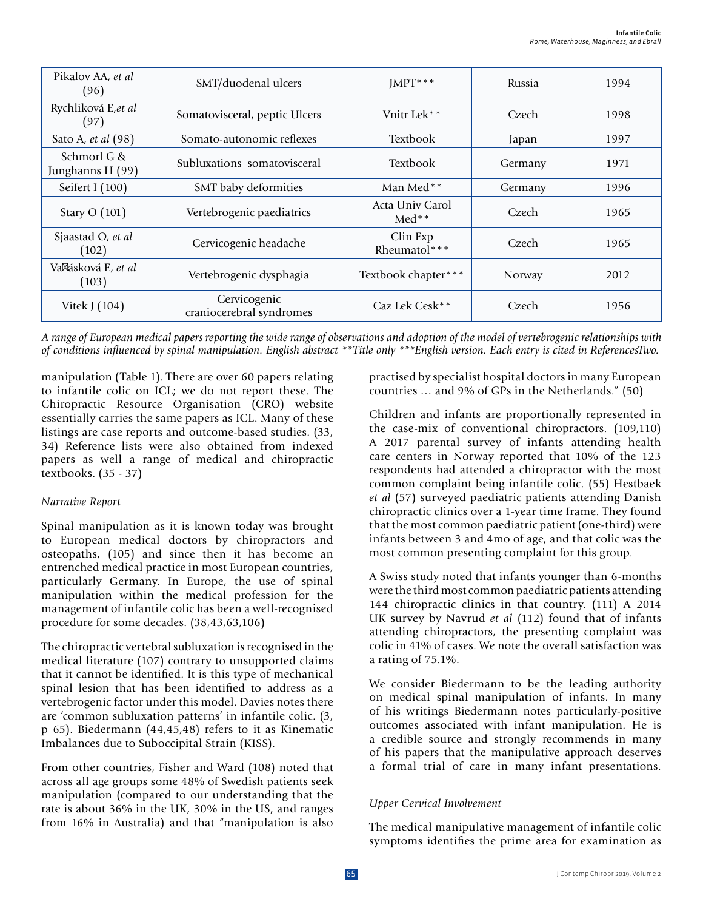| Pikalov AA, *et al* (96) | SMT/duodenal ulcers | JMPT*** | Russia | 1994 |
|---|---|---|---|---|
| Rychliková E,*et al* (97) | Somatovisceral, peptic Ulcers | Vnitr Lek** | Czech | 1998 |
| Sato A, *et al* (98) | Somato-autonomic reflexes | Textbook | Japan | 1997 |
| Schmorl G & Junghanns H (99) | Subluxations somatovisceral | Textbook | Germany | 1971 |
| Seifert I (100) | SMT baby deformities | Man Med** | Germany | 1996 |
| Stary O (101) | Vertebrogenic paediatrics | Acta Univ Carol Med** | Czech | 1965 |
| Sjaastad O, *et al* (102) | Cervicogenic headache | Clin Exp Rheumatol*** | Czech | 1965 |
| Vaňásková E, *et al* (103) | Vertebrogenic dysphagia | Textbook chapter*** | Norway | 2012 |
| Vitek J (104) | Cervicogenic craniocerebral syndromes | Caz Lek Cesk** | Czech | 1956 |

*A range of European medical papers reporting the wide range of observations and adoption of the model of vertebrogenic relationships with of conditions influenced by spinal manipulation. English abstract **Title only ***English version. Each entry is cited in ReferencesTwo.*

manipulation (Table 1). There are over 60 papers relating to infantile colic on ICL; we do not report these. The Chiropractic Resource Organisation (CRO) website essentially carries the same papers as ICL. Many of these listings are case reports and outcome-based studies. (33, 34) Reference lists were also obtained from indexed papers as well a range of medical and chiropractic textbooks. (35 - 37)

*Narrative Report*

Spinal manipulation as it is known today was brought to European medical doctors by chiropractors and osteopaths, (105) and since then it has become an entrenched medical practice in most European countries, particularly Germany. In Europe, the use of spinal manipulation within the medical profession for the management of infantile colic has been a well-recognised procedure for some decades. (38,43,63,106)

The chiropractic vertebral subluxation is recognised in the medical literature (107) contrary to unsupported claims that it cannot be identified. It is this type of mechanical spinal lesion that has been identified to address as a vertebrogenic factor under this model. Davies notes there are 'common subluxation patterns' in infantile colic. (3, p 65). Biedermann (44,45,48) refers to it as Kinematic Imbalances due to Suboccipital Strain (KISS).

From other countries, Fisher and Ward (108) noted that across all age groups some 48% of Swedish patients seek manipulation (compared to our understanding that the rate is about 36% in the UK, 30% in the US, and ranges from 16% in Australia) and that "manipulation is also practised by specialist hospital doctors in many European countries … and 9% of GPs in the Netherlands." (50)

Children and infants are proportionally represented in the case-mix of conventional chiropractors. (109,110) A 2017 parental survey of infants attending health care centers in Norway reported that 10% of the 123 respondents had attended a chiropractor with the most common complaint being infantile colic. (55) Hestbaek *et al* (57) surveyed paediatric patients attending Danish chiropractic clinics over a 1-year time frame. They found that the most common paediatric patient (one-third) were infants between 3 and 4mo of age, and that colic was the most common presenting complaint for this group.

A Swiss study noted that infants younger than 6-months were the third most common paediatric patients attending 144 chiropractic clinics in that country. (111) A 2014 UK survey by Navrud *et al* (112) found that of infants attending chiropractors, the presenting complaint was colic in 41% of cases. We note the overall satisfaction was a rating of 75.1%.

We consider Biedermann to be the leading authority on medical spinal manipulation of infants. In many of his writings Biedermann notes particularly-positive outcomes associated with infant manipulation. He is a credible source and strongly recommends in many of his papers that the manipulative approach deserves a formal trial of care in many infant presentations.

*Upper Cervical Involvement*

The medical manipulative management of infantile colic symptoms identifies the prime area for examination as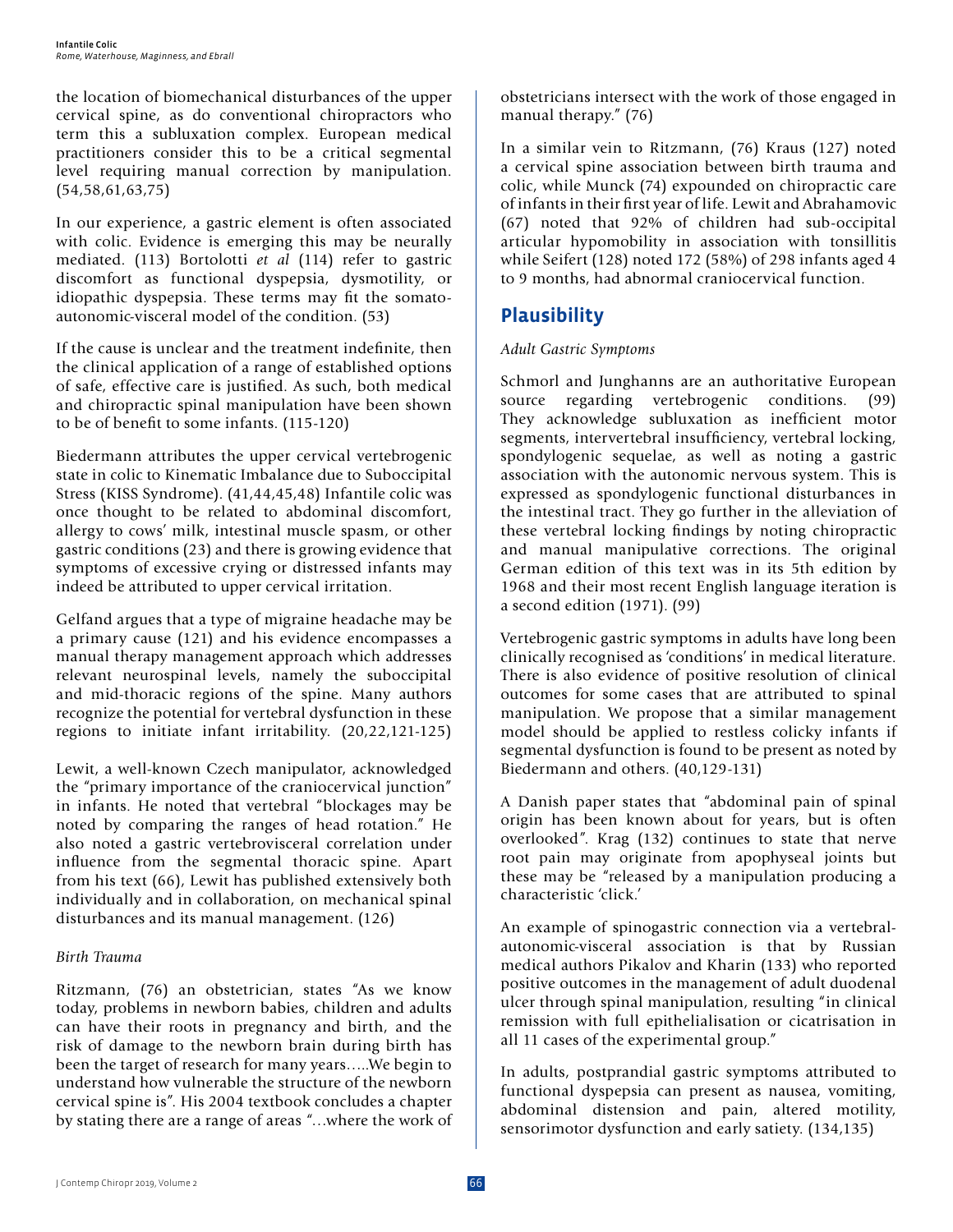the location of biomechanical disturbances of the upper cervical spine, as do conventional chiropractors who term this a subluxation complex. European medical practitioners consider this to be a critical segmental level requiring manual correction by manipulation. (54,58,61,63,75)

In our experience, a gastric element is often associated with colic. Evidence is emerging this may be neurally mediated. (113) Bortolotti *et al* (114) refer to gastric discomfort as functional dyspepsia, dysmotility, or idiopathic dyspepsia. These terms may fit the somato-autonomic-visceral model of the condition. (53)

If the cause is unclear and the treatment indefinite, then the clinical application of a range of established options of safe, effective care is justified. As such, both medical and chiropractic spinal manipulation have been shown to be of benefit to some infants. (115-120)

Biedermann attributes the upper cervical vertebrogenic state in colic to Kinematic Imbalance due to Suboccipital Stress (KISS Syndrome). (41,44,45,48) Infantile colic was once thought to be related to abdominal discomfort, allergy to cows' milk, intestinal muscle spasm, or other gastric conditions (23) and there is growing evidence that symptoms of excessive crying or distressed infants may indeed be attributed to upper cervical irritation.

Gelfand argues that a type of migraine headache may be a primary cause (121) and his evidence encompasses a manual therapy management approach which addresses relevant neurospinal levels, namely the suboccipital and mid-thoracic regions of the spine. Many authors recognize the potential for vertebral dysfunction in these regions to initiate infant irritability. (20,22,121-125)

Lewit, a well-known Czech manipulator, acknowledged the "primary importance of the craniocervical junction" in infants. He noted that vertebral "blockages may be noted by comparing the ranges of head rotation." He also noted a gastric vertebrovisceral correlation under influence from the segmental thoracic spine. Apart from his text (66), Lewit has published extensively both individually and in collaboration, on mechanical spinal disturbances and its manual management. (126)

*Birth Trauma*

Ritzmann, (76) an obstetrician, states "As we know today, problems in newborn babies, children and adults can have their roots in pregnancy and birth, and the risk of damage to the newborn brain during birth has been the target of research for many years…..We begin to understand how vulnerable the structure of the newborn cervical spine is". His 2004 textbook concludes a chapter by stating there are a range of areas "…where the work of obstetricians intersect with the work of those engaged in manual therapy." (76)

In a similar vein to Ritzmann, (76) Kraus (127) noted a cervical spine association between birth trauma and colic, while Munck (74) expounded on chiropractic care of infants in their first year of life. Lewit and Abrahamovic (67) noted that 92% of children had sub-occipital articular hypomobility in association with tonsillitis while Seifert (128) noted 172 (58%) of 298 infants aged 4 to 9 months, had abnormal craniocervical function.

## Plausibility

*Adult Gastric Symptoms*

Schmorl and Junghanns are an authoritative European source regarding vertebrogenic conditions. (99) They acknowledge subluxation as inefficient motor segments, intervertebral insufficiency, vertebral locking, spondylogenic sequelae, as well as noting a gastric association with the autonomic nervous system. This is expressed as spondylogenic functional disturbances in the intestinal tract. They go further in the alleviation of these vertebral locking findings by noting chiropractic and manual manipulative corrections. The original German edition of this text was in its 5th edition by 1968 and their most recent English language iteration is a second edition (1971). (99)

Vertebrogenic gastric symptoms in adults have long been clinically recognised as 'conditions' in medical literature. There is also evidence of positive resolution of clinical outcomes for some cases that are attributed to spinal manipulation. We propose that a similar management model should be applied to restless colicky infants if segmental dysfunction is found to be present as noted by Biedermann and others. (40,129-131)

A Danish paper states that "abdominal pain of spinal origin has been known about for years, but is often overlooked". Krag (132) continues to state that nerve root pain may originate from apophyseal joints but these may be "released by a manipulation producing a characteristic 'click.'

An example of spinogastric connection via a vertebral-autonomic-visceral association is that by Russian medical authors Pikalov and Kharin (133) who reported positive outcomes in the management of adult duodenal ulcer through spinal manipulation, resulting "in clinical remission with full epithelialisation or cicatrisation in all 11 cases of the experimental group."

In adults, postprandial gastric symptoms attributed to functional dyspepsia can present as nausea, vomiting, abdominal distension and pain, altered motility, sensorimotor dysfunction and early satiety. (134,135)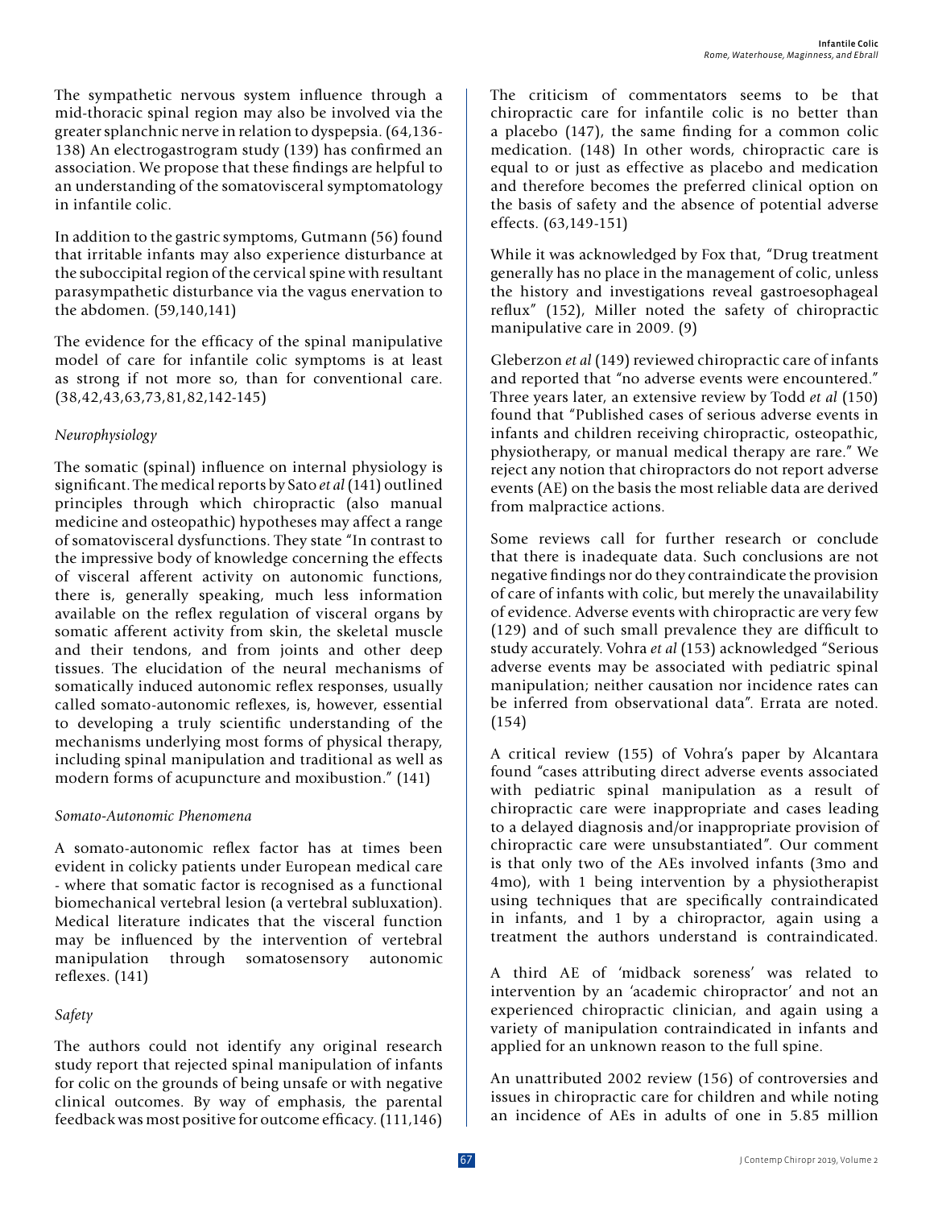The sympathetic nervous system influence through a mid-thoracic spinal region may also be involved via the greater splanchnic nerve in relation to dyspepsia. (64,136-138) An electrogastrogram study (139) has confirmed an association. We propose that these findings are helpful to an understanding of the somatovisceral symptomatology in infantile colic.

In addition to the gastric symptoms, Gutmann (56) found that irritable infants may also experience disturbance at the suboccipital region of the cervical spine with resultant parasympathetic disturbance via the vagus enervation to the abdomen. (59,140,141)

The evidence for the efficacy of the spinal manipulative model of care for infantile colic symptoms is at least as strong if not more so, than for conventional care. (38,42,43,63,73,81,82,142-145)

*Neurophysiology*

The somatic (spinal) influence on internal physiology is significant. The medical reports by Sato *et al* (141) outlined principles through which chiropractic (also manual medicine and osteopathic) hypotheses may affect a range of somatovisceral dysfunctions. They state "In contrast to the impressive body of knowledge concerning the effects of visceral afferent activity on autonomic functions, there is, generally speaking, much less information available on the reflex regulation of visceral organs by somatic afferent activity from skin, the skeletal muscle and their tendons, and from joints and other deep tissues. The elucidation of the neural mechanisms of somatically induced autonomic reflex responses, usually called somato-autonomic reflexes, is, however, essential to developing a truly scientific understanding of the mechanisms underlying most forms of physical therapy, including spinal manipulation and traditional as well as modern forms of acupuncture and moxibustion." (141)

*Somato-Autonomic Phenomena*

A somato-autonomic reflex factor has at times been evident in colicky patients under European medical care - where that somatic factor is recognised as a functional biomechanical vertebral lesion (a vertebral subluxation). Medical literature indicates that the visceral function may be influenced by the intervention of vertebral manipulation through somatosensory autonomic reflexes. (141)

*Safety*

The authors could not identify any original research study report that rejected spinal manipulation of infants for colic on the grounds of being unsafe or with negative clinical outcomes. By way of emphasis, the parental feedback was most positive for outcome efficacy. (111,146)

The criticism of commentators seems to be that chiropractic care for infantile colic is no better than a placebo (147), the same finding for a common colic medication. (148) In other words, chiropractic care is equal to or just as effective as placebo and medication and therefore becomes the preferred clinical option on the basis of safety and the absence of potential adverse effects. (63,149-151)

While it was acknowledged by Fox that, "Drug treatment generally has no place in the management of colic, unless the history and investigations reveal gastroesophageal reflux" (152), Miller noted the safety of chiropractic manipulative care in 2009. (9)

Gleberzon *et al* (149) reviewed chiropractic care of infants and reported that "no adverse events were encountered." Three years later, an extensive review by Todd *et al* (150) found that "Published cases of serious adverse events in infants and children receiving chiropractic, osteopathic, physiotherapy, or manual medical therapy are rare." We reject any notion that chiropractors do not report adverse events (AE) on the basis the most reliable data are derived from malpractice actions.

Some reviews call for further research or conclude that there is inadequate data. Such conclusions are not negative findings nor do they contraindicate the provision of care of infants with colic, but merely the unavailability of evidence. Adverse events with chiropractic are very few (129) and of such small prevalence they are difficult to study accurately. Vohra *et al* (153) acknowledged "Serious adverse events may be associated with pediatric spinal manipulation; neither causation nor incidence rates can be inferred from observational data". Errata are noted. (154)

A critical review (155) of Vohra's paper by Alcantara found "cases attributing direct adverse events associated with pediatric spinal manipulation as a result of chiropractic care were inappropriate and cases leading to a delayed diagnosis and/or inappropriate provision of chiropractic care were unsubstantiated". Our comment is that only two of the AEs involved infants (3mo and 4mo), with 1 being intervention by a physiotherapist using techniques that are specifically contraindicated in infants, and 1 by a chiropractor, again using a treatment the authors understand is contraindicated.

A third AE of 'midback soreness' was related to intervention by an 'academic chiropractor' and not an experienced chiropractic clinician, and again using a variety of manipulation contraindicated in infants and applied for an unknown reason to the full spine.

An unattributed 2002 review (156) of controversies and issues in chiropractic care for children and while noting an incidence of AEs in adults of one in 5.85 million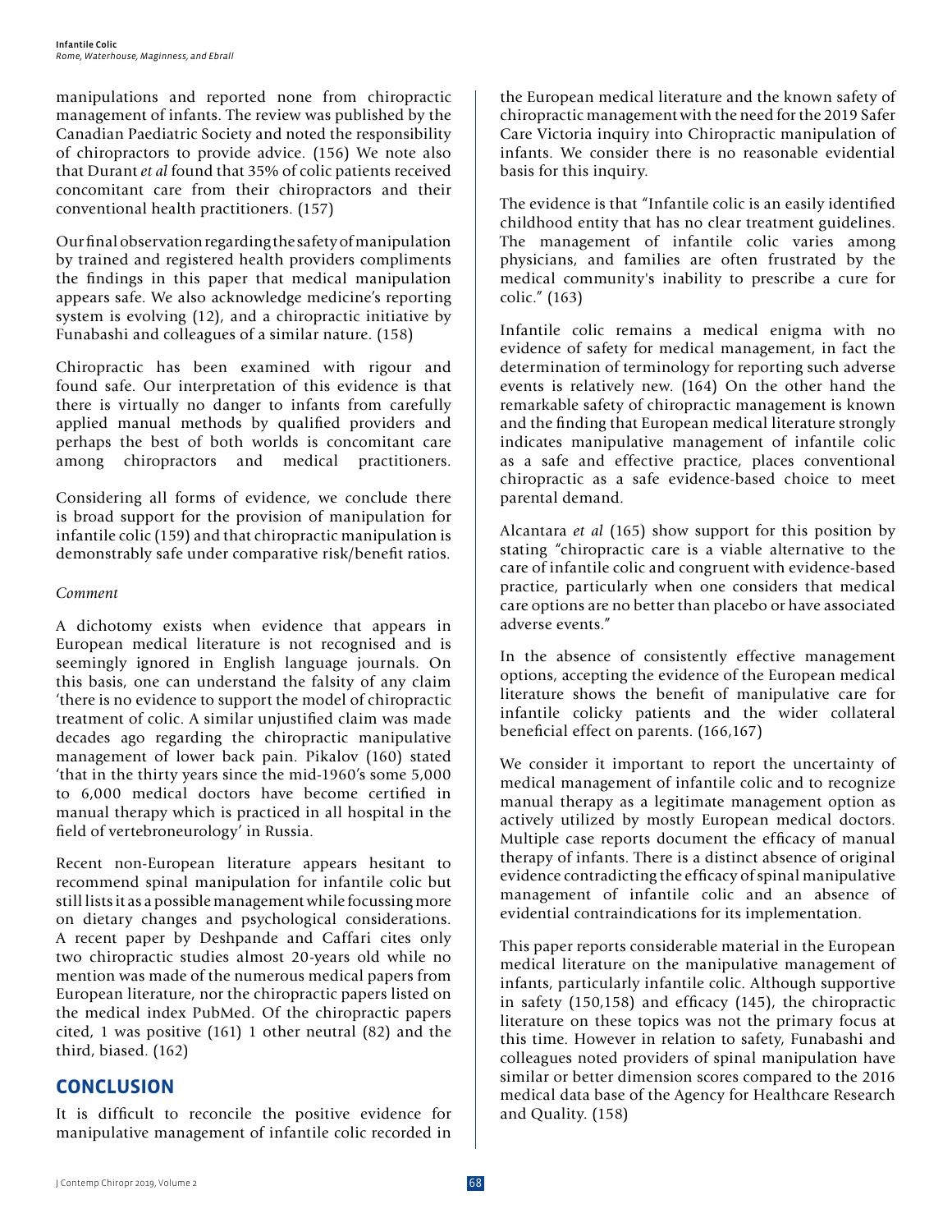manipulations and reported none from chiropractic management of infants. The review was published by the Canadian Paediatric Society and noted the responsibility of chiropractors to provide advice. (156) We note also that Durant *et al* found that 35% of colic patients received concomitant care from their chiropractors and their conventional health practitioners. (157)

Our final observation regarding the safety of manipulation by trained and registered health providers compliments the findings in this paper that medical manipulation appears safe. We also acknowledge medicine's reporting system is evolving (12), and a chiropractic initiative by Funabashi and colleagues of a similar nature. (158)

Chiropractic has been examined with rigour and found safe. Our interpretation of this evidence is that there is virtually no danger to infants from carefully applied manual methods by qualified providers and perhaps the best of both worlds is concomitant care among chiropractors and medical practitioners.

Considering all forms of evidence, we conclude there is broad support for the provision of manipulation for infantile colic (159) and that chiropractic manipulation is demonstrably safe under comparative risk/benefit ratios.

*Comment*

A dichotomy exists when evidence that appears in European medical literature is not recognised and is seemingly ignored in English language journals. On this basis, one can understand the falsity of any claim 'there is no evidence to support the model of chiropractic treatment of colic. A similar unjustified claim was made decades ago regarding the chiropractic manipulative management of lower back pain. Pikalov (160) stated 'that in the thirty years since the mid-1960's some 5,000 to 6,000 medical doctors have become certified in manual therapy which is practiced in all hospital in the field of vertebroneurology' in Russia.

Recent non-European literature appears hesitant to recommend spinal manipulation for infantile colic but still lists it as a possible management while focussing more on dietary changes and psychological considerations. A recent paper by Deshpande and Caffari cites only two chiropractic studies almost 20-years old while no mention was made of the numerous medical papers from European literature, nor the chiropractic papers listed on the medical index PubMed. Of the chiropractic papers cited, 1 was positive (161) 1 other neutral (82) and the third, biased. (162)

## CONCLUSION

It is difficult to reconcile the positive evidence for manipulative management of infantile colic recorded in the European medical literature and the known safety of chiropractic management with the need for the 2019 Safer Care Victoria inquiry into Chiropractic manipulation of infants. We consider there is no reasonable evidential basis for this inquiry.

The evidence is that "Infantile colic is an easily identified childhood entity that has no clear treatment guidelines. The management of infantile colic varies among physicians, and families are often frustrated by the medical community's inability to prescribe a cure for colic." (163)

Infantile colic remains a medical enigma with no evidence of safety for medical management, in fact the determination of terminology for reporting such adverse events is relatively new. (164) On the other hand the remarkable safety of chiropractic management is known and the finding that European medical literature strongly indicates manipulative management of infantile colic as a safe and effective practice, places conventional chiropractic as a safe evidence-based choice to meet parental demand.

Alcantara *et al* (165) show support for this position by stating "chiropractic care is a viable alternative to the care of infantile colic and congruent with evidence-based practice, particularly when one considers that medical care options are no better than placebo or have associated adverse events."

In the absence of consistently effective management options, accepting the evidence of the European medical literature shows the benefit of manipulative care for infantile colicky patients and the wider collateral beneficial effect on parents. (166,167)

We consider it important to report the uncertainty of medical management of infantile colic and to recognize manual therapy as a legitimate management option as actively utilized by mostly European medical doctors. Multiple case reports document the efficacy of manual therapy of infants. There is a distinct absence of original evidence contradicting the efficacy of spinal manipulative management of infantile colic and an absence of evidential contraindications for its implementation.

This paper reports considerable material in the European medical literature on the manipulative management of infants, particularly infantile colic. Although supportive in safety (150,158) and efficacy (145), the chiropractic literature on these topics was not the primary focus at this time. However in relation to safety, Funabashi and colleagues noted providers of spinal manipulation have similar or better dimension scores compared to the 2016 medical data base of the Agency for Healthcare Research and Quality. (158)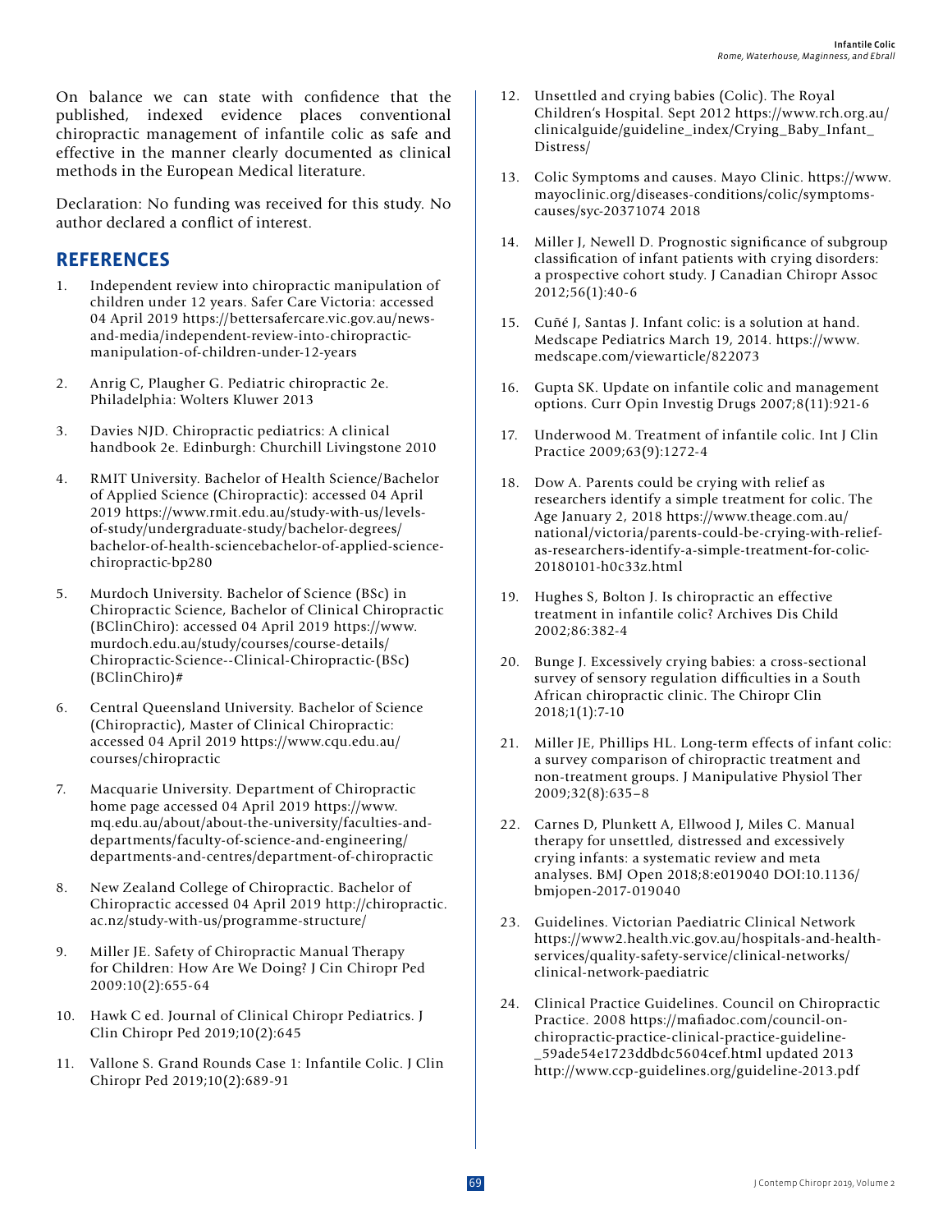On balance we can state with confidence that the published, indexed evidence places conventional chiropractic management of infantile colic as safe and effective in the manner clearly documented as clinical methods in the European Medical literature.

Declaration: No funding was received for this study. No author declared a conflict of interest.

## REFERENCES

1. Independent review into chiropractic manipulation of children under 12 years. Safer Care Victoria: accessed 04 April 2019 https://bettersafercare.vic.gov.au/news-and-media/independent-review-into-chiropractic-manipulation-of-children-under-12-years
2. Anrig C, Plaugher G. Pediatric chiropractic 2e. Philadelphia: Wolters Kluwer 2013
3. Davies NJD. Chiropractic pediatrics: A clinical handbook 2e. Edinburgh: Churchill Livingstone 2010
4. RMIT University. Bachelor of Health Science/Bachelor of Applied Science (Chiropractic): accessed 04 April 2019 https://www.rmit.edu.au/study-with-us/levels-of-study/undergraduate-study/bachelor-degrees/bachelor-of-health-sciencebachelor-of-applied-science-chiropractic-bp280
5. Murdoch University. Bachelor of Science (BSc) in Chiropractic Science, Bachelor of Clinical Chiropractic (BClinChiro): accessed 04 April 2019 https://www.murdoch.edu.au/study/courses/course-details/Chiropractic-Science--Clinical-Chiropractic-(BSc)(BClinChiro)#
6. Central Queensland University. Bachelor of Science (Chiropractic), Master of Clinical Chiropractic: accessed 04 April 2019 https://www.cqu.edu.au/courses/chiropractic
7. Macquarie University. Department of Chiropractic home page accessed 04 April 2019 https://www.mq.edu.au/about/about-the-university/faculties-and-departments/faculty-of-science-and-engineering/departments-and-centres/department-of-chiropractic
8. New Zealand College of Chiropractic. Bachelor of Chiropractic accessed 04 April 2019 http://chiropractic.ac.nz/study-with-us/programme-structure/
9. Miller JE. Safety of Chiropractic Manual Therapy for Children: How Are We Doing? J Cin Chiropr Ped 2009:10(2):655-64
10. Hawk C ed. Journal of Clinical Chiropr Pediatrics. J Clin Chiropr Ped 2019;10(2):645
11. Vallone S. Grand Rounds Case 1: Infantile Colic. J Clin Chiropr Ped 2019;10(2):689-91
12. Unsettled and crying babies (Colic). The Royal Children's Hospital. Sept 2012 https://www.rch.org.au/clinicalguide/guideline_index/Crying_Baby_Infant_Distress/
13. Colic Symptoms and causes. Mayo Clinic. https://www.mayoclinic.org/diseases-conditions/colic/symptoms-causes/syc-20371074 2018
14. Miller J, Newell D. Prognostic significance of subgroup classification of infant patients with crying disorders: a prospective cohort study. J Canadian Chiropr Assoc 2012;56(1):40-6
15. Cuñé J, Santas J. Infant colic: is a solution at hand. Medscape Pediatrics March 19, 2014. https://www.medscape.com/viewarticle/822073
16. Gupta SK. Update on infantile colic and management options. Curr Opin Investig Drugs 2007;8(11):921-6
17. Underwood M. Treatment of infantile colic. Int J Clin Practice 2009;63(9):1272-4
18. Dow A. Parents could be crying with relief as researchers identify a simple treatment for colic. The Age January 2, 2018 https://www.theage.com.au/national/victoria/parents-could-be-crying-with-relief-as-researchers-identify-a-simple-treatment-for-colic-20180101-h0c33z.html
19. Hughes S, Bolton J. Is chiropractic an effective treatment in infantile colic? Archives Dis Child 2002;86:382-4
20. Bunge J. Excessively crying babies: a cross-sectional survey of sensory regulation difficulties in a South African chiropractic clinic. The Chiropr Clin 2018;1(1):7-10
21. Miller JE, Phillips HL. Long-term effects of infant colic: a survey comparison of chiropractic treatment and non-treatment groups. J Manipulative Physiol Ther 2009;32(8):635–8
22. Carnes D, Plunkett A, Ellwood J, Miles C. Manual therapy for unsettled, distressed and excessively crying infants: a systematic review and meta analyses. BMJ Open 2018;8:e019040 DOI:10.1136/bmjopen-2017-019040
23. Guidelines. Victorian Paediatric Clinical Network https://www2.health.vic.gov.au/hospitals-and-health-services/quality-safety-service/clinical-networks/clinical-network-paediatric
24. Clinical Practice Guidelines. Council on Chiropractic Practice. 2008 https://mafiadoc.com/council-on-chiropractic-practice-clinical-practice-guideline-_59ade54e1723ddbdc5604cef.html updated 2013 http://www.ccp-guidelines.org/guideline-2013.pdf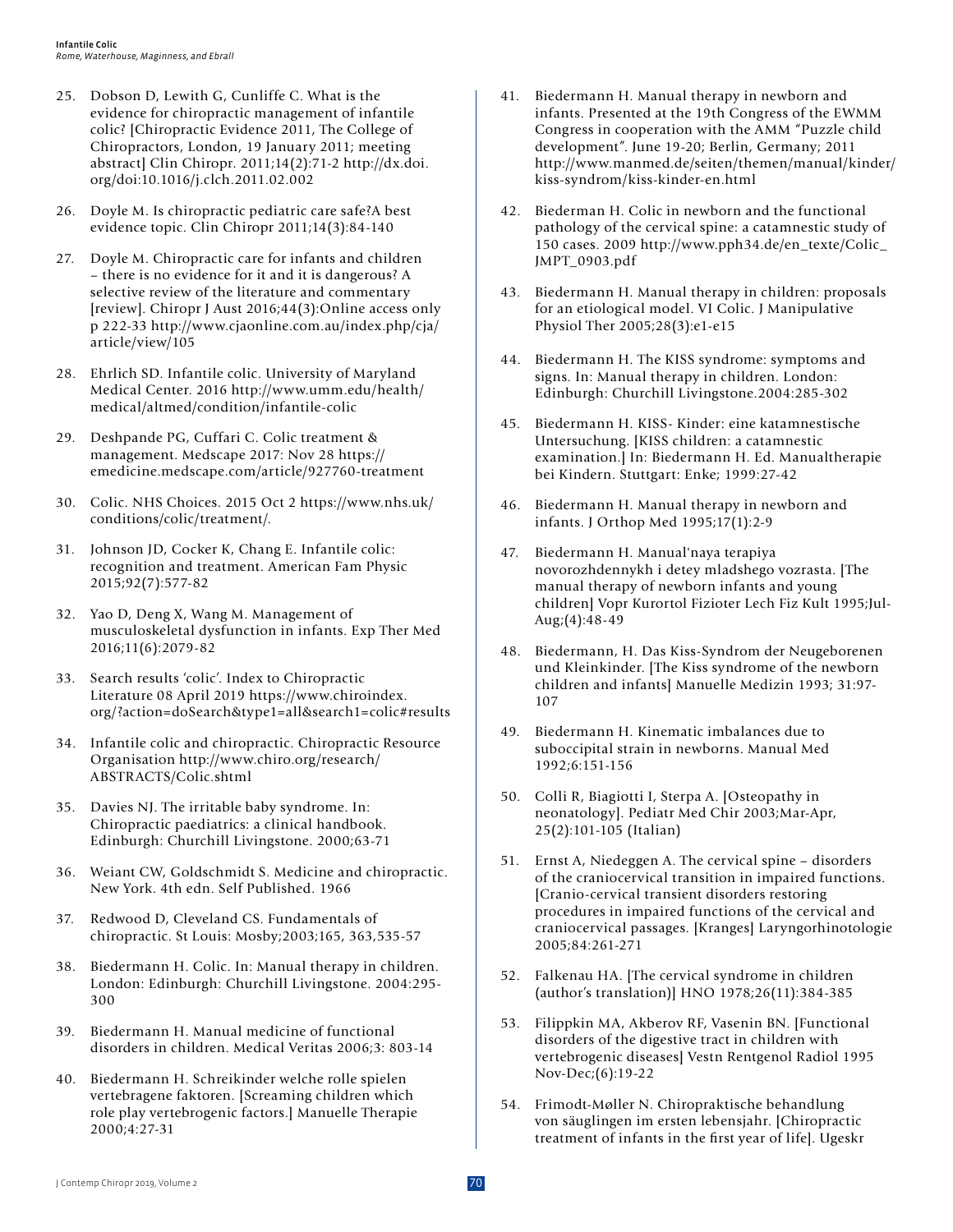25. Dobson D, Lewith G, Cunliffe C. What is the evidence for chiropractic management of infantile colic? [Chiropractic Evidence 2011, The College of Chiropractors, London, 19 January 2011; meeting abstract] Clin Chiropr. 2011;14(2):71-2 http://dx.doi.org/doi:10.1016/j.clch.2011.02.002

26. Doyle M. Is chiropractic pediatric care safe?A best evidence topic. Clin Chiropr 2011;14(3):84-140

27. Doyle M. Chiropractic care for infants and children – there is no evidence for it and it is dangerous? A selective review of the literature and commentary [review]. Chiropr J Aust 2016;44(3):Online access only p 222-33 http://www.cjaonline.com.au/index.php/cja/article/view/105

28. Ehrlich SD. Infantile colic. University of Maryland Medical Center. 2016 http://www.umm.edu/health/medical/altmed/condition/infantile-colic

29. Deshpande PG, Cuffari C. Colic treatment & management. Medscape 2017: Nov 28 https://emedicine.medscape.com/article/927760-treatment

30. Colic. NHS Choices. 2015 Oct 2 https://www.nhs.uk/conditions/colic/treatment/.

31. Johnson JD, Cocker K, Chang E. Infantile colic: recognition and treatment. American Fam Physic 2015;92(7):577-82

32. Yao D, Deng X, Wang M. Management of musculoskeletal dysfunction in infants. Exp Ther Med 2016;11(6):2079-82

33. Search results 'colic'. Index to Chiropractic Literature 08 April 2019 https://www.chiroindex.org/?action=doSearch&type1=all&search1=colic#results

34. Infantile colic and chiropractic. Chiropractic Resource Organisation http://www.chiro.org/research/ABSTRACTS/Colic.shtml

35. Davies NJ. The irritable baby syndrome. In: Chiropractic paediatrics: a clinical handbook. Edinburgh: Churchill Livingstone. 2000;63-71

36. Weiant CW, Goldschmidt S. Medicine and chiropractic. New York. 4th edn. Self Published. 1966

37. Redwood D, Cleveland CS. Fundamentals of chiropractic. St Louis: Mosby;2003;165, 363,535-57

38. Biedermann H. Colic. In: Manual therapy in children. London: Edinburgh: Churchill Livingstone. 2004:295-300

39. Biedermann H. Manual medicine of functional disorders in children. Medical Veritas 2006;3: 803-14

40. Biedermann H. Schreikinder welche rolle spielen vertebragene faktoren. [Screaming children which role play vertebrogenic factors.] Manuelle Therapie 2000;4:27-31

41. Biedermann H. Manual therapy in newborn and infants. Presented at the 19th Congress of the EWMM Congress in cooperation with the AMM "Puzzle child development". June 19-20; Berlin, Germany; 2011 http://www.manmed.de/seiten/themen/manual/kinder/kiss-syndrom/kiss-kinder-en.html

42. Biederman H. Colic in newborn and the functional pathology of the cervical spine: a catamnestic study of 150 cases. 2009 http://www.pph34.de/en_texte/Colic_JMPT_0903.pdf

43. Biedermann H. Manual therapy in children: proposals for an etiological model. VI Colic. J Manipulative Physiol Ther 2005;28(3):e1-e15

44. Biedermann H. The KISS syndrome: symptoms and signs. In: Manual therapy in children. London: Edinburgh: Churchill Livingstone.2004:285-302

45. Biedermann H. KISS- Kinder: eine katamnestische Untersuchung. [KISS children: a catamnestic examination.] In: Biedermann H. Ed. Manualtherapie bei Kindern. Stuttgart: Enke; 1999:27-42

46. Biedermann H. Manual therapy in newborn and infants. J Orthop Med 1995;17(1):2-9

47. Biedermann H. Manual'naya terapiya novorozhdennykh i detey mladshego vozrasta. [The manual therapy of newborn infants and young children] Vopr Kurortol Fizioter Lech Fiz Kult 1995;Jul-Aug;(4):48-49

48. Biedermann, H. Das Kiss-Syndrom der Neugeborenen und Kleinkinder. [The Kiss syndrome of the newborn children and infants] Manuelle Medizin 1993; 31:97-107

49. Biedermann H. Kinematic imbalances due to suboccipital strain in newborns. Manual Med 1992;6:151-156

50. Colli R, Biagiotti I, Sterpa A. [Osteopathy in neonatology]. Pediatr Med Chir 2003;Mar-Apr, 25(2):101-105 (Italian)

51. Ernst A, Niedeggen A. The cervical spine – disorders of the craniocervical transition in impaired functions. [Cranio-cervical transient disorders restoring procedures in impaired functions of the cervical and craniocervical passages. [Kranges] Laryngorhinotologie 2005;84:261-271

52. Falkenau HA. [The cervical syndrome in children (author's translation)] HNO 1978;26(11):384-385

53. Filippkin MA, Akberov RF, Vasenin BN. [Functional disorders of the digestive tract in children with vertebrogenic diseases] Vestn Rentgenol Radiol 1995 Nov-Dec;(6):19-22

54. Frimodt-Møller N. Chiropraktische behandlung von säuglingen im ersten lebensjahr. [Chiropractic treatment of infants in the first year of life]. Ugeskr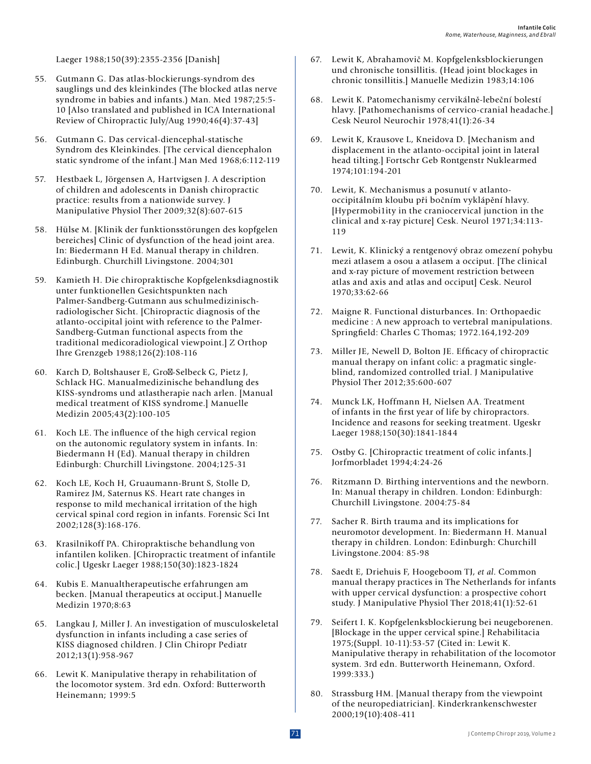Laeger 1988;150(39):2355-2356 [Danish]

55. Gutmann G. Das atlas-blockierungs-syndrom des sauglings und des kleinkindes (The blocked atlas nerve syndrome in babies and infants.) Man. Med 1987;25:5-10 [Also translated and published in ICA International Review of Chiropractic July/Aug 1990;46(4):37-43]

56. Gutmann G. Das cervical-diencephal-statische Syndrom des Kleinkindes. [The cervical diencephalon static syndrome of the infant.] Man Med 1968;6:112-119

57. Hestbaek L, Jörgensen A, Hartvigsen J. A description of children and adolescents in Danish chiropractic practice: results from a nationwide survey. J Manipulative Physiol Ther 2009;32(8):607-615

58. Hülse M. [Klinik der funktionsstörungen des kopfgelen bereiches] Clinic of dysfunction of the head joint area. In: Biedermann H Ed. Manual therapy in children. Edinburgh. Churchill Livingstone. 2004;301

59. Kamieth H. Die chiropraktische Kopfgelenksdiagnostik unter funktionellen Gesichtspunkten nach Palmer-Sandberg-Gutmann aus schulmedizinisch-radiologischer Sicht. [Chiropractic diagnosis of the atlanto-occipital joint with reference to the Palmer-Sandberg-Gutman functional aspects from the traditional medicoradiological viewpoint.] Z Orthop Ihre Grenzgeb 1988;126(2):108-116

60. Karch D, Boltshauser E, Gro-Selbeck G, Pietz J, Schlack HG. Manualmedizinische behandlung des KISS-syndroms und atlastherapie nach arlen. [Manual medical treatment of KISS syndrome.] Manuelle Medizin 2005;43(2):100-105

61. Koch LE. The influence of the high cervical region on the autonomic regulatory system in infants. In: Biedermann H (Ed). Manual therapy in children Edinburgh: Churchill Livingstone. 2004;125-31

62. Koch LE, Koch H, Gruaumann-Brunt S, Stolle D, Ramirez JM, Saternus KS. Heart rate changes in response to mild mechanical irritation of the high cervical spinal cord region in infants. Forensic Sci Int 2002;128(3):168-176.

63. Krasilnikoff PA. Chiropraktische behandlung von infantilen koliken. [Chiropractic treatment of infantile colic.] Ugeskr Laeger 1988;150(30):1823-1824

64. Kubis E. Manualtherapeutische erfahrungen am becken. [Manual therapeutics at occiput.] Manuelle Medizin 1970;8:63

65. Langkau J, Miller J. An investigation of musculoskeletal dysfunction in infants including a case series of KISS diagnosed children. J Clin Chiropr Pediatr 2012;13(1):958-967

66. Lewit K. Manipulative therapy in rehabilitation of the locomotor system. 3rd edn. Oxford: Butterworth Heinemann; 1999:5

67. Lewit K, Abrahamovič M. Kopfgelenksblockierungen und chronische tonsillitis. (Head joint blockages in chronic tonsillitis.] Manuelle Medizin 1983;14:106

68. Lewit K. Patomechanismy cervikálně-lebeční bolestí hlavy. [Pathomechanisms of cervico-cranial headache.] Cesk Neurol Neurochir 1978;41(1):26-34

69. Lewit K, Krausove L, Kneidova D. [Mechanism and displacement in the atlanto-occipital joint in lateral head tilting.] Fortschr Geb Rontgenstr Nuklearmed 1974;101:194-201

70. Lewit, K. Mechanismus a posunutí v atlanto-occipitálním kloubu při bočním vyklápění hlavy. [Hypermobi1ity in the craniocervical junction in the clinical and x-ray picture] Cesk. Neurol 1971;34:113-119

71. Lewit, K. Klinický a rentgenový obraz omezení pohybu mezi atlasem a osou a atlasem a occiput. [The clinical and x-ray picture of movement restriction between atlas and axis and atlas and occiput] Cesk. Neurol 1970;33:62-66

72. Maigne R. Functional disturbances. In: Orthopaedic medicine : A new approach to vertebral manipulations. Springfield: Charles C Thomas; 1972.164,192-209

73. Miller JE, Newell D, Bolton JE. Efficacy of chiropractic manual therapy on infant colic: a pragmatic single-blind, randomized controlled trial. J Manipulative Physiol Ther 2012;35:600-607

74. Munck LK, Hoffmann H, Nielsen AA. Treatment of infants in the first year of life by chiropractors. Incidence and reasons for seeking treatment. Ugeskr Laeger 1988;150(30):1841-1844

75. Ostby G. [Chiropractic treatment of colic infants.] Jorfmorbladet 1994;4:24-26

76. Ritzmann D. Birthing interventions and the newborn. In: Manual therapy in children. London: Edinburgh: Churchill Livingstone. 2004:75-84

77. Sacher R. Birth trauma and its implications for neuromotor development. In: Biedermann H. Manual therapy in children. London: Edinburgh: Churchill Livingstone.2004: 85-98

78. Saedt E, Driehuis F, Hoogeboom TJ, *et al*. Common manual therapy practices in The Netherlands for infants with upper cervical dysfunction: a prospective cohort study. J Manipulative Physiol Ther 2018;41(1):52-61

79. Seifert I. K. Kopfgelenksblockierung bei neugeborenen. [Blockage in the upper cervical spine.] Rehabilitacia 1975;(Suppl. 10-11):53-57 (Cited in: Lewit K. Manipulative therapy in rehabilitation of the locomotor system. 3rd edn. Butterworth Heinemann, Oxford. 1999:333.)

80. Strassburg HM. [Manual therapy from the viewpoint of the neuropediatrician]. Kinderkrankenschwester 2000;19(10):408-411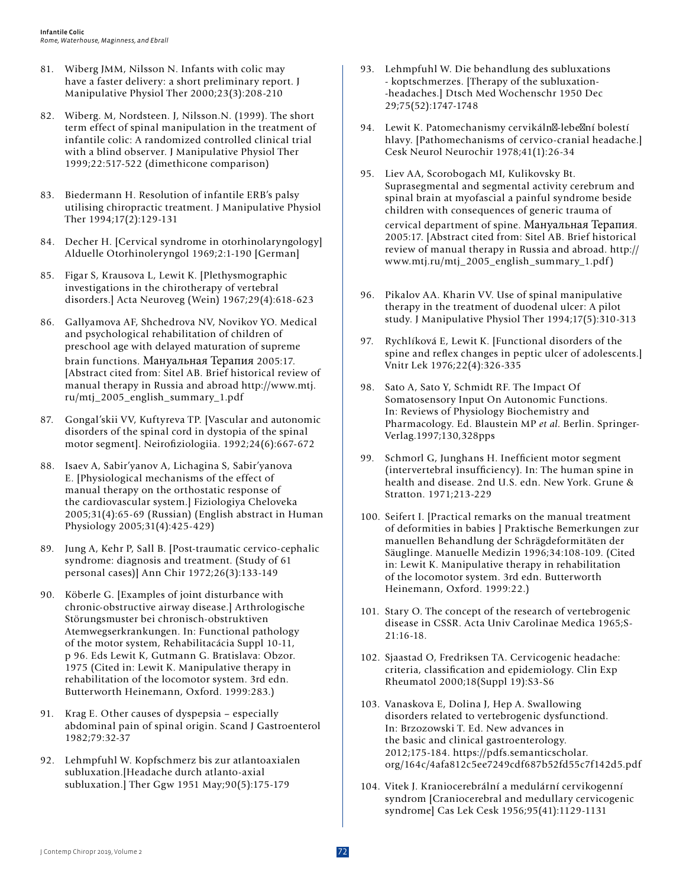81. Wiberg JMM, Nilsson N. Infants with colic may have a faster delivery: a short preliminary report. J Manipulative Physiol Ther 2000;23(3):208-210

82. Wiberg. M, Nordsteen. J, Nilsson.N. (1999). The short term effect of spinal manipulation in the treatment of infantile colic: A randomized controlled clinical trial with a blind observer. J Manipulative Physiol Ther 1999;22:517-522 (dimethicone comparison)

83. Biedermann H. Resolution of infantile ERB's palsy utilising chiropractic treatment. J Manipulative Physiol Ther 1994;17(2):129-131

84. Decher H. [Cervical syndrome in otorhinolaryngology] Alduelle Otorhinoleryngol 1969;2:1-190 [German]

85. Figar S, Krausova L, Lewit K. [Plethysmographic investigations in the chirotherapy of vertebral disorders.] Acta Neuroveg (Wein) 1967;29(4):618-623

86. Gallyamova AF, Shchedrova NV, Novikov YO. Medical and psychological rehabilitation of children of preschool age with delayed maturation of supreme brain functions. Мануальная Терапия 2005:17. [Abstract cited from: Sitel AB. Brief historical review of manual therapy in Russia and abroad http://www.mtj.ru/mtj_2005_english_summary_1.pdf

87. Gongal'skii VV, Kuftyreva TP. [Vascular and autonomic disorders of the spinal cord in dystopia of the spinal motor segment]. Neirofiziologiia. 1992;24(6):667-672

88. Isaev A, Sabir'yanov A, Lichagina S, Sabir'yanova E. [Physiological mechanisms of the effect of manual therapy on the orthostatic response of the cardiovascular system.] Fiziologiya Cheloveka 2005;31(4):65-69 (Russian) (English abstract in Human Physiology 2005;31(4):425-429)

89. Jung A, Kehr P, Sall B. [Post-traumatic cervico-cephalic syndrome: diagnosis and treatment. (Study of 61 personal cases)] Ann Chir 1972;26(3):133-149

90. Köberle G. [Examples of joint disturbance with chronic-obstructive airway disease.] Arthrologische Störungsmuster bei chronisch-obstruktiven Atemwegserkrankungen. In: Functional pathology of the motor system, Rehabilitacácia Suppl 10-11, p 96. Eds Lewit K, Gutmann G. Bratislava: Obzor. 1975 (Cited in: Lewit K. Manipulative therapy in rehabilitation of the locomotor system. 3rd edn. Butterworth Heinemann, Oxford. 1999:283.)

91. Krag E. Other causes of dyspepsia – especially abdominal pain of spinal origin. Scand J Gastroenterol 1982;79:32-37

92. Lehmpfuhl W. Kopfschmerz bis zur atlantoaxialen subluxation.[Headache durch atlanto-axial subluxation.] Ther Ggw 1951 May;90(5):175-179

93. Lehmpfuhl W. Die behandlung des subluxations - koptschmerzes. [Therapy of the subluxation- -headaches.] Dtsch Med Wochenschr 1950 Dec 29;75(52):1747-1748

94. Lewit K. Patomechanismy cervikáln�-lebe�ní bolestí hlavy. [Pathomechanisms of cervico-cranial headache.] Cesk Neurol Neurochir 1978;41(1):26-34

95. Liev AA, Scorobogach MI, Kulikovsky Bt. Suprasegmental and segmental activity cerebrum and spinal brain at myofascial a painful syndrome beside children with consequences of generic trauma of cervical department of spine. Мануальная Терапия. 2005:17. [Abstract cited from: Sitel AB. Brief historical review of manual therapy in Russia and abroad. http://www.mtj.ru/mtj_2005_english_summary_1.pdf)

96. Pikalov AA. Kharin VV. Use of spinal manipulative therapy in the treatment of duodenal ulcer: A pilot study. J Manipulative Physiol Ther 1994;17(5):310-313

97. Rychlíková E, Lewit K. [Functional disorders of the spine and reflex changes in peptic ulcer of adolescents.] Vnitr Lek 1976;22(4):326-335

98. Sato A, Sato Y, Schmidt RF. The Impact Of Somatosensory Input On Autonomic Functions. In: Reviews of Physiology Biochemistry and Pharmacology. Ed. Blaustein MP *et al*. Berlin. Springer-Verlag.1997;130,328pps

99. Schmorl G, Junghans H. Inefficient motor segment (intervertebral insufficiency). In: The human spine in health and disease. 2nd U.S. edn. New York. Grune & Stratton. 1971;213-229

100. Seifert I. [Practical remarks on the manual treatment of deformities in babies ] Praktische Bemerkungen zur manuellen Behandlung der Schrägdeformitäten der Säuglinge. Manuelle Medizin 1996;34:108-109. (Cited in: Lewit K. Manipulative therapy in rehabilitation of the locomotor system. 3rd edn. Butterworth Heinemann, Oxford. 1999:22.)

101. Stary O. The concept of the research of vertebrogenic disease in CSSR. Acta Univ Carolinae Medica 1965;S-21:16-18.

102. Sjaastad O, Fredriksen TA. Cervicogenic headache: criteria, classification and epidemiology. Clin Exp Rheumatol 2000;18(Suppl 19):S3-S6

103. Vanaskova E, Dolina J, Hep A. Swallowing disorders related to vertebrogenic dysfunctiond. In: Brzozowski T. Ed. New advances in the basic and clinical gastroenterology. 2012;175-184. https://pdfs.semanticscholar.org/164c/4afa812c5ee7249cdf687b52fd55c7f142d5.pdf

104. Vitek J. Kraniocerebrální a medulární cervikogenní syndrom [Craniocerebral and medullary cervicogenic syndrome] Cas Lek Cesk 1956;95(41):1129-1131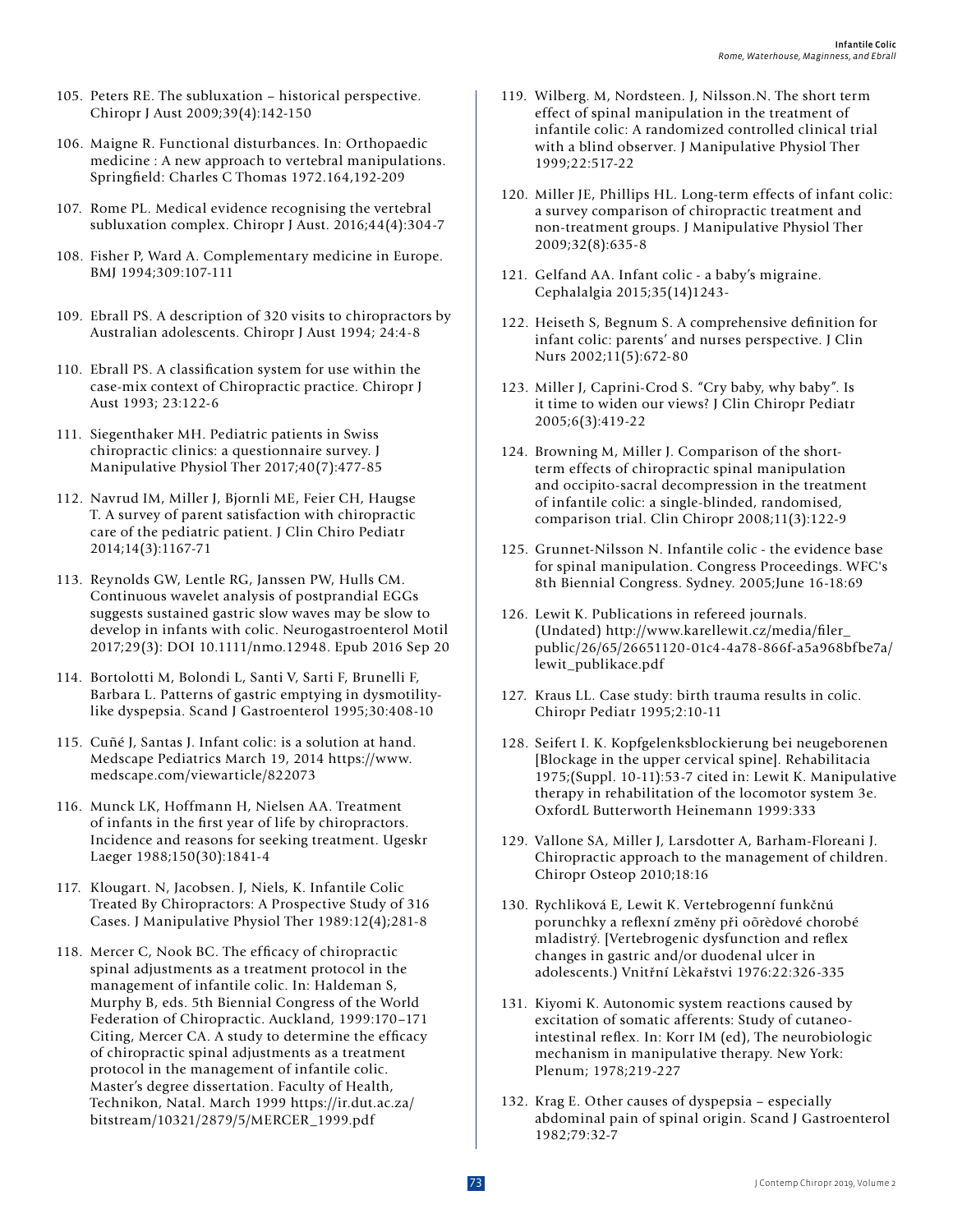105. Peters RE. The subluxation – historical perspective. Chiropr J Aust 2009;39(4):142-150

106. Maigne R. Functional disturbances. In: Orthopaedic medicine : A new approach to vertebral manipulations. Springfield: Charles C Thomas 1972.164,192-209

107. Rome PL. Medical evidence recognising the vertebral subluxation complex. Chiropr J Aust. 2016;44(4):304-7

108. Fisher P, Ward A. Complementary medicine in Europe. BMJ 1994;309:107-111

109. Ebrall PS. A description of 320 visits to chiropractors by Australian adolescents. Chiropr J Aust 1994; 24:4-8

110. Ebrall PS. A classification system for use within the case-mix context of Chiropractic practice. Chiropr J Aust 1993; 23:122-6

111. Siegenthaker MH. Pediatric patients in Swiss chiropractic clinics: a questionnaire survey. J Manipulative Physiol Ther 2017;40(7):477-85

112. Navrud IM, Miller J, Bjornli ME, Feier CH, Haugse T. A survey of parent satisfaction with chiropractic care of the pediatric patient. J Clin Chiro Pediatr 2014;14(3):1167-71

113. Reynolds GW, Lentle RG, Janssen PW, Hulls CM. Continuous wavelet analysis of postprandial EGGs suggests sustained gastric slow waves may be slow to develop in infants with colic. Neurogastroenterol Motil 2017;29(3): DOI 10.1111/nmo.12948. Epub 2016 Sep 20

114. Bortolotti M, Bolondi L, Santi V, Sarti F, Brunelli F, Barbara L. Patterns of gastric emptying in dysmotility-like dyspepsia. Scand J Gastroenterol 1995;30:408-10

115. Cuñé J, Santas J. Infant colic: is a solution at hand. Medscape Pediatrics March 19, 2014 https://www.medscape.com/viewarticle/822073

116. Munck LK, Hoffmann H, Nielsen AA. Treatment of infants in the first year of life by chiropractors. Incidence and reasons for seeking treatment. Ugeskr Laeger 1988;150(30):1841-4

117. Klougart. N, Jacobsen. J, Niels, K. Infantile Colic Treated By Chiropractors: A Prospective Study of 316 Cases. J Manipulative Physiol Ther 1989:12(4);281-8

118. Mercer C, Nook BC. The efficacy of chiropractic spinal adjustments as a treatment protocol in the management of infantile colic. In: Haldeman S, Murphy B, eds. 5th Biennial Congress of the World Federation of Chiropractic. Auckland, 1999:170–171 Citing, Mercer CA. A study to determine the efficacy of chiropractic spinal adjustments as a treatment protocol in the management of infantile colic. Master's degree dissertation. Faculty of Health, Technikon, Natal. March 1999 https://ir.dut.ac.za/bitstream/10321/2879/5/MERCER_1999.pdf

119. Wilberg. M, Nordsteen. J, Nilsson.N. The short term effect of spinal manipulation in the treatment of infantile colic: A randomized controlled clinical trial with a blind observer. J Manipulative Physiol Ther 1999;22:517-22

120. Miller JE, Phillips HL. Long-term effects of infant colic: a survey comparison of chiropractic treatment and non-treatment groups. J Manipulative Physiol Ther 2009;32(8):635-8

121. Gelfand AA. Infant colic - a baby's migraine. Cephalalgia 2015;35(14)1243-

122. Heiseth S, Begnum S. A comprehensive definition for infant colic: parents' and nurses perspective. J Clin Nurs 2002;11(5):672-80

123. Miller J, Caprini-Crod S. "Cry baby, why baby". Is it time to widen our views? J Clin Chiropr Pediatr 2005;6(3):419-22

124. Browning M, Miller J. Comparison of the short-term effects of chiropractic spinal manipulation and occipito-sacral decompression in the treatment of infantile colic: a single-blinded, randomised, comparison trial. Clin Chiropr 2008;11(3):122-9

125. Grunnet-Nilsson N. Infantile colic - the evidence base for spinal manipulation. Congress Proceedings. WFC's 8th Biennial Congress. Sydney. 2005;June 16-18:69

126. Lewit K. Publications in refereed journals. (Undated) http://www.karellewit.cz/media/filer_public/26/65/26651120-01c4-4a78-866f-a5a968bfbe7a/lewit_publikace.pdf

127. Kraus LL. Case study: birth trauma results in colic. Chiropr Pediatr 1995;2:10-11

128. Seifert I. K. Kopfgelenksblockierung bei neugeborenen [Blockage in the upper cervical spine]. Rehabilitacia 1975;(Suppl. 10-11):53-7 cited in: Lewit K. Manipulative therapy in rehabilitation of the locomotor system 3e. OxfordL Butterworth Heinemann 1999:333

129. Vallone SA, Miller J, Larsdotter A, Barham-Floreani J. Chiropractic approach to the management of children. Chiropr Osteop 2010;18:16

130. Rychliková E, Lewit K. Vertebrogenní funkčnú porunchky a reflexní změny při oõrèdové chorobé mladistrý. [Vertebrogenic dysfunction and reflex changes in gastric and/or duodenal ulcer in adolescents.) Vnitřní Lèkařstvi 1976:22:326-335

131. Kiyomi K. Autonomic system reactions caused by excitation of somatic afferents: Study of cutaneo-intestinal reflex. In: Korr IM (ed), The neurobiologic mechanism in manipulative therapy. New York: Plenum; 1978;219-227

132. Krag E. Other causes of dyspepsia – especially abdominal pain of spinal origin. Scand J Gastroenterol 1982;79:32-7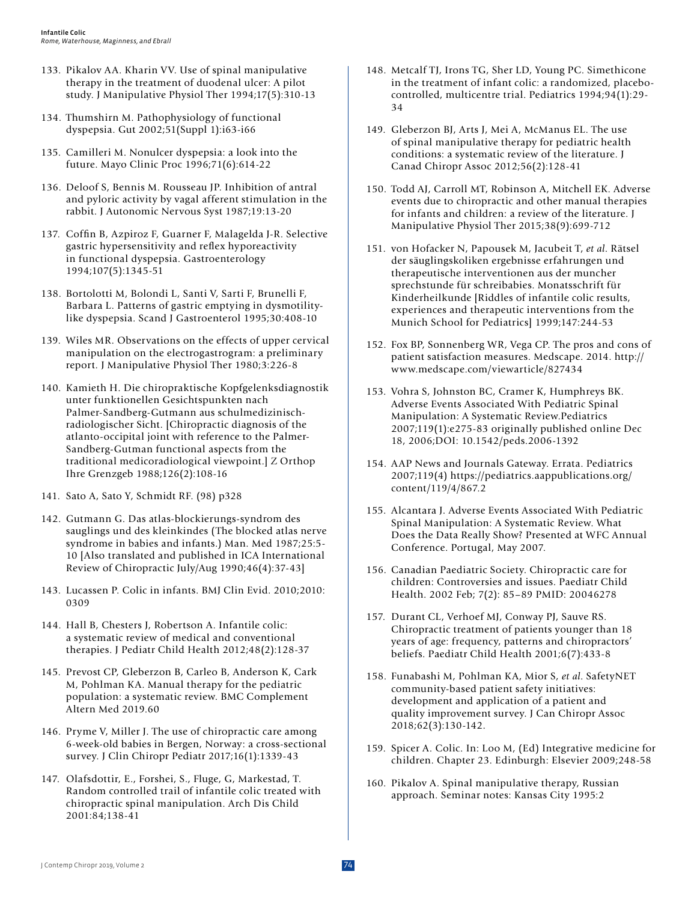133. Pikalov AA. Kharin VV. Use of spinal manipulative therapy in the treatment of duodenal ulcer: A pilot study. J Manipulative Physiol Ther 1994;17(5):310-13

134. Thumshirn M. Pathophysiology of functional dyspepsia. Gut 2002;51(Suppl 1):i63-i66

135. Camilleri M. Nonulcer dyspepsia: a look into the future. Mayo Clinic Proc 1996;71(6):614-22

136. Deloof S, Bennis M. Rousseau JP. Inhibition of antral and pyloric activity by vagal afferent stimulation in the rabbit. J Autonomic Nervous Syst 1987;19:13-20

137. Coffin B, Azpiroz F, Guarner F, Malagelda J-R. Selective gastric hypersensitivity and reflex hyporeactivity in functional dyspepsia. Gastroenterology 1994;107(5):1345-51

138. Bortolotti M, Bolondi L, Santi V, Sarti F, Brunelli F, Barbara L. Patterns of gastric emptying in dysmotility-like dyspepsia. Scand J Gastroenterol 1995;30:408-10

139. Wiles MR. Observations on the effects of upper cervical manipulation on the electrogastrogram: a preliminary report. J Manipulative Physiol Ther 1980;3:226-8

140. Kamieth H. Die chiropraktische Kopfgelenksdiagnostik unter funktionellen Gesichtspunkten nach Palmer-Sandberg-Gutmann aus schulmedizinisch-radiologischer Sicht. [Chiropractic diagnosis of the atlanto-occipital joint with reference to the Palmer-Sandberg-Gutman functional aspects from the traditional medicoradiological viewpoint.] Z Orthop Ihre Grenzgeb 1988;126(2):108-16

141. Sato A, Sato Y, Schmidt RF. (98) p328

142. Gutmann G. Das atlas-blockierungs-syndrom des sauglings und des kleinkindes (The blocked atlas nerve syndrome in babies and infants.) Man. Med 1987;25:5-10 [Also translated and published in ICA International Review of Chiropractic July/Aug 1990;46(4):37-43]

143. Lucassen P. Colic in infants. BMJ Clin Evid. 2010;2010: 0309

144. Hall B, Chesters J, Robertson A. Infantile colic: a systematic review of medical and conventional therapies. J Pediatr Child Health 2012;48(2):128-37

145. Prevost CP, Gleberzon B, Carleo B, Anderson K, Cark M, Pohlman KA. Manual therapy for the pediatric population: a systematic review. BMC Complement Altern Med 2019.60

146. Pryme V, Miller J. The use of chiropractic care among 6-week-old babies in Bergen, Norway: a cross-sectional survey. J Clin Chiropr Pediatr 2017;16(1):1339-43

147. Olafsdottir, E., Forshei, S., Fluge, G, Markestad, T. Random controlled trail of infantile colic treated with chiropractic spinal manipulation. Arch Dis Child 2001:84;138-41

148. Metcalf TJ, Irons TG, Sher LD, Young PC. Simethicone in the treatment of infant colic: a randomized, placebo-controlled, multicentre trial. Pediatrics 1994;94(1):29-34

149. Gleberzon BJ, Arts J, Mei A, McManus EL. The use of spinal manipulative therapy for pediatric health conditions: a systematic review of the literature. J Canad Chiropr Assoc 2012;56(2):128-41

150. Todd AJ, Carroll MT, Robinson A, Mitchell EK. Adverse events due to chiropractic and other manual therapies for infants and children: a review of the literature. J Manipulative Physiol Ther 2015;38(9):699-712

151. von Hofacker N, Papousek M, Jacubeit T, *et al*. Rätsel der säuglingskoliken ergebnisse erfahrungen und therapeutische interventionen aus der muncher sprechstunde für schreibabies. Monatsschrift für Kinderheilkunde [Riddles of infantile colic results, experiences and therapeutic interventions from the Munich School for Pediatrics] 1999;147:244-53

152. Fox BP, Sonnenberg WR, Vega CP. The pros and cons of patient satisfaction measures. Medscape. 2014. http://www.medscape.com/viewarticle/827434

153. Vohra S, Johnston BC, Cramer K, Humphreys BK. Adverse Events Associated With Pediatric Spinal Manipulation: A Systematic Review.Pediatrics 2007;119(1):e275-83 originally published online Dec 18, 2006;DOI: 10.1542/peds.2006-1392

154. AAP News and Journals Gateway. Errata. Pediatrics 2007;119(4) https://pediatrics.aappublications.org/content/119/4/867.2

155. Alcantara J. Adverse Events Associated With Pediatric Spinal Manipulation: A Systematic Review. What Does the Data Really Show? Presented at WFC Annual Conference. Portugal, May 2007.

156. Canadian Paediatric Society. Chiropractic care for children: Controversies and issues. Paediatr Child Health. 2002 Feb; 7(2): 85–89 PMID: 20046278

157. Durant CL, Verhoef MJ, Conway PJ, Sauve RS. Chiropractic treatment of patients younger than 18 years of age: frequency, patterns and chiropractors' beliefs. Paediatr Child Health 2001;6(7):433-8

158. Funabashi M, Pohlman KA, Mior S, *et al*. SafetyNET community-based patient safety initiatives: development and application of a patient and quality improvement survey. J Can Chiropr Assoc 2018;62(3):130-142.

159. Spicer A. Colic. In: Loo M, (Ed) Integrative medicine for children. Chapter 23. Edinburgh: Elsevier 2009;248-58

160. Pikalov A. Spinal manipulative therapy, Russian approach. Seminar notes: Kansas City 1995:2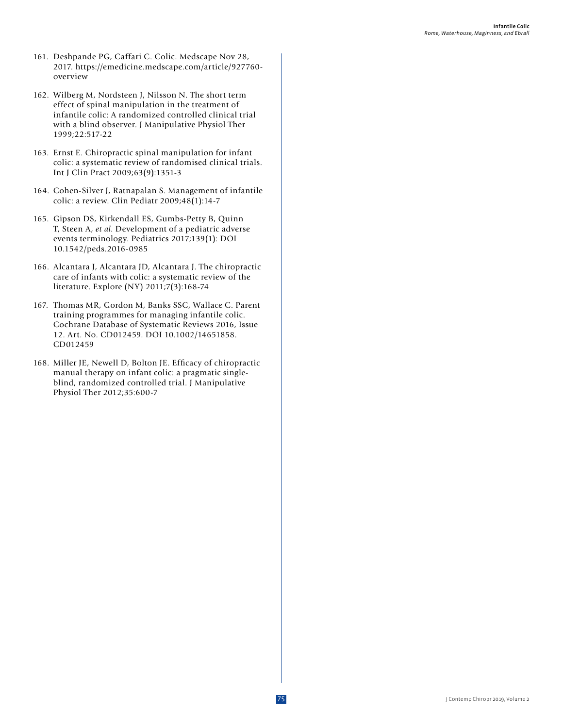161. Deshpande PG, Caffari C. Colic. Medscape Nov 28, 2017. https://emedicine.medscape.com/article/927760-overview

162. Wilberg M, Nordsteen J, Nilsson N. The short term effect of spinal manipulation in the treatment of infantile colic: A randomized controlled clinical trial with a blind observer. J Manipulative Physiol Ther 1999;22:517-22

163. Ernst E. Chiropractic spinal manipulation for infant colic: a systematic review of randomised clinical trials. Int J Clin Pract 2009;63(9):1351-3

164. Cohen-Silver J, Ratnapalan S. Management of infantile colic: a review. Clin Pediatr 2009;48(1):14-7

165. Gipson DS, Kirkendall ES, Gumbs-Petty B, Quinn T, Steen A, *et al.* Development of a pediatric adverse events terminology. Pediatrics 2017;139(1): DOI 10.1542/peds.2016-0985

166. Alcantara J, Alcantara JD, Alcantara J. The chiropractic care of infants with colic: a systematic review of the literature. Explore (NY) 2011;7(3):168-74

167. Thomas MR, Gordon M, Banks SSC, Wallace C. Parent training programmes for managing infantile colic. Cochrane Database of Systematic Reviews 2016, Issue 12. Art. No. CD012459. DOI 10.1002/14651858.CD012459

168. Miller JE, Newell D, Bolton JE. Efficacy of chiropractic manual therapy on infant colic: a pragmatic single-blind, randomized controlled trial. J Manipulative Physiol Ther 2012;35:600-7